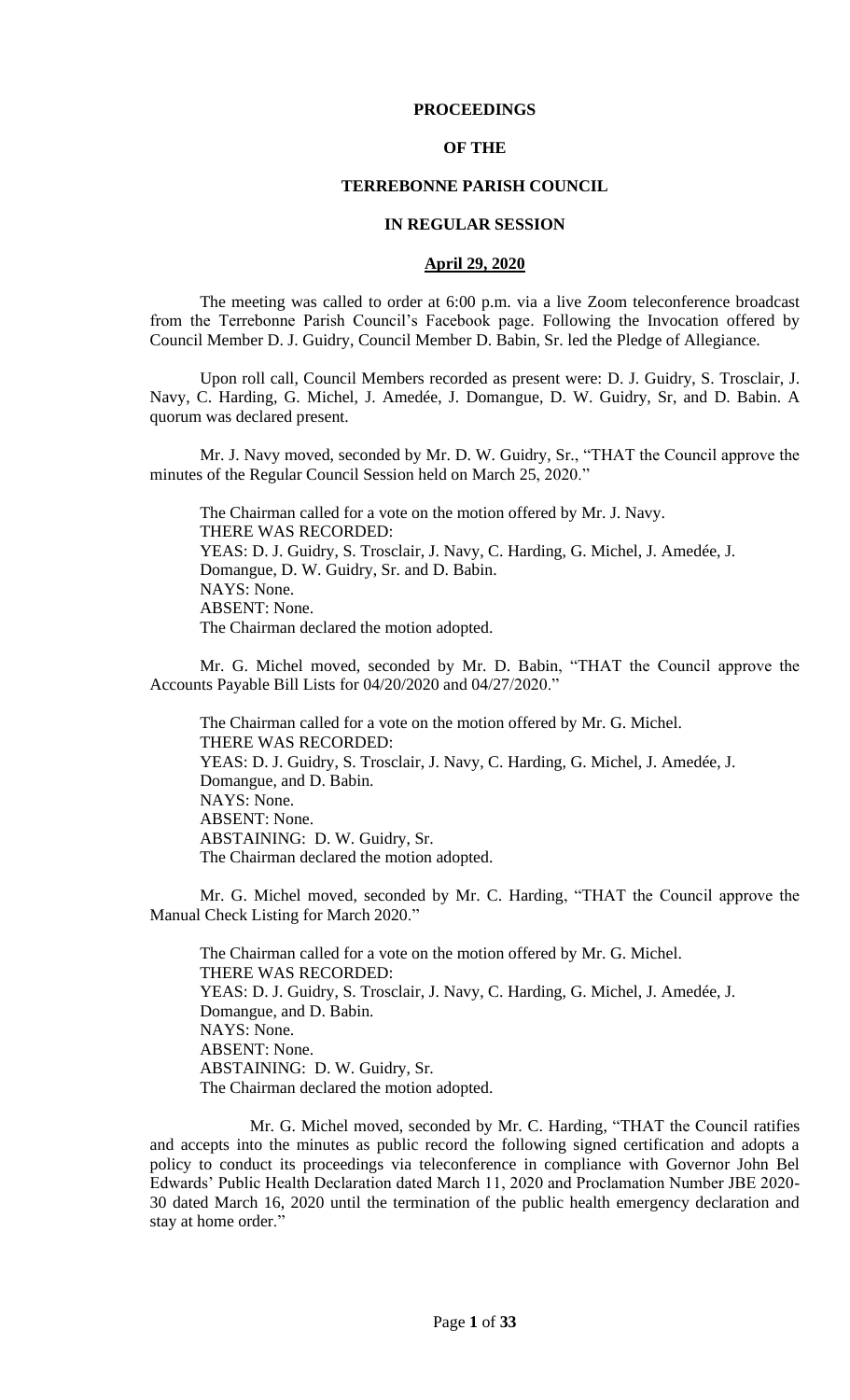**PROCEEDINGS**

**OF THE**

**TERREBONNE PARISH COUNCIL**

**IN REGULAR SESSION**

**April 29, 2020**

The meeting was called to order at 6:00 p.m. via a live Zoom teleconference broadcast from the Terrebonne Parish Council's Facebook page. Following the Invocation offered by Council Member D. J. Guidry, Council Member D. Babin, Sr. led the Pledge of Allegiance.

Upon roll call, Council Members recorded as present were: D. J. Guidry, S. Trosclair, J. Navy, C. Harding, G. Michel, J. Amedée, J. Domangue, D. W. Guidry, Sr, and D. Babin. A quorum was declared present.

Mr. J. Navy moved, seconded by Mr. D. W. Guidry, Sr., "THAT the Council approve the minutes of the Regular Council Session held on March 25, 2020."

The Chairman called for a vote on the motion offered by Mr. J. Navy.
THERE WAS RECORDED:
YEAS: D. J. Guidry, S. Trosclair, J. Navy, C. Harding, G. Michel, J. Amedée, J. Domangue, D. W. Guidry, Sr. and D. Babin.
NAYS: None.
ABSENT: None.
The Chairman declared the motion adopted.

Mr. G. Michel moved, seconded by Mr. D. Babin, "THAT the Council approve the Accounts Payable Bill Lists for 04/20/2020 and 04/27/2020."

The Chairman called for a vote on the motion offered by Mr. G. Michel.
THERE WAS RECORDED:
YEAS: D. J. Guidry, S. Trosclair, J. Navy, C. Harding, G. Michel, J. Amedée, J. Domangue, and D. Babin.
NAYS: None.
ABSENT: None.
ABSTAINING: D. W. Guidry, Sr.
The Chairman declared the motion adopted.

Mr. G. Michel moved, seconded by Mr. C. Harding, "THAT the Council approve the Manual Check Listing for March 2020."

The Chairman called for a vote on the motion offered by Mr. G. Michel.
THERE WAS RECORDED:
YEAS: D. J. Guidry, S. Trosclair, J. Navy, C. Harding, G. Michel, J. Amedée, J. Domangue, and D. Babin.
NAYS: None.
ABSENT: None.
ABSTAINING: D. W. Guidry, Sr.
The Chairman declared the motion adopted.

Mr. G. Michel moved, seconded by Mr. C. Harding, "THAT the Council ratifies and accepts into the minutes as public record the following signed certification and adopts a policy to conduct its proceedings via teleconference in compliance with Governor John Bel Edwards' Public Health Declaration dated March 11, 2020 and Proclamation Number JBE 2020-30 dated March 16, 2020 until the termination of the public health emergency declaration and stay at home order."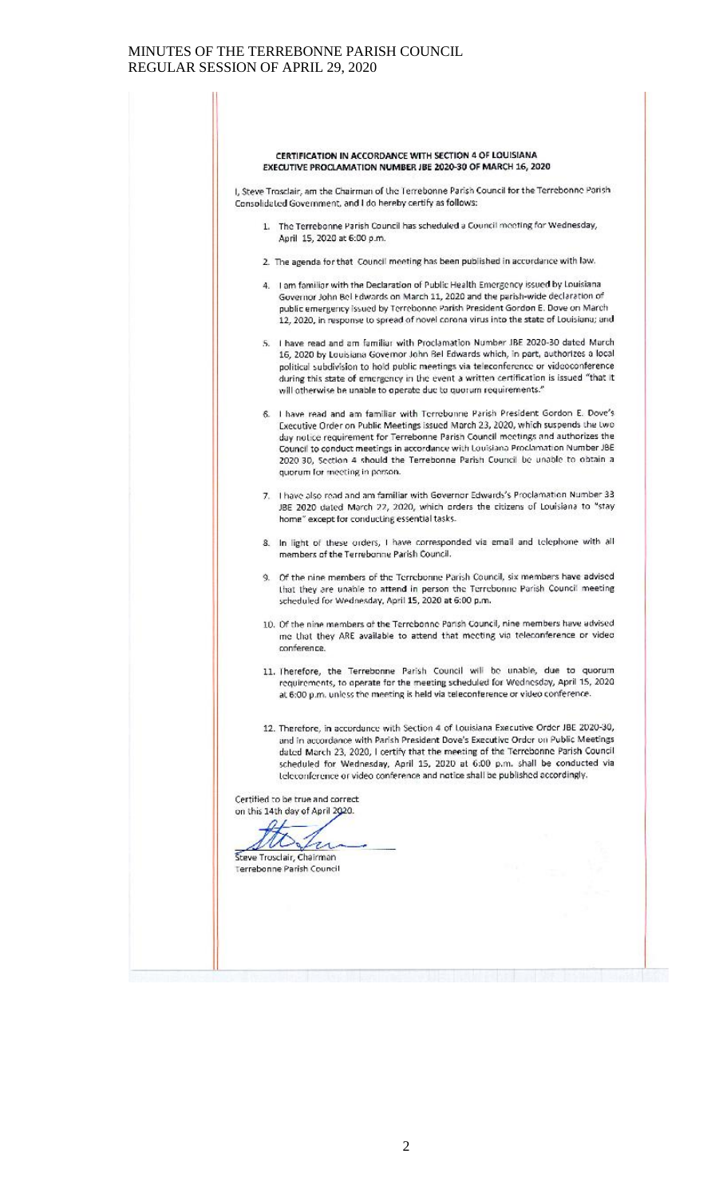**CERTIFICATION IN ACCORDANCE WITH SECTION 4 OF LOUISIANA EXECUTIVE PROCLAMATION NUMBER JBE 2020-30 OF MARCH 16, 2020**

I, Steve Trosclair, am the Chairman of the Terrebonne Parish Council for the Terrebonne Parish Consolidated Government, and I do hereby certify as follows:

1. The Terrebonne Parish Council has scheduled a Council meeting for Wednesday, April 15, 2020 at 6:00 p.m.

2. The agenda for that Council meeting has been published in accordance with law.

4. I am familiar with the Declaration of Public Health Emergency issued by Louisiana Governor John Bel Edwards on March 11, 2020 and the parish-wide declaration of public emergency issued by Terrebonne Parish President Gordon E. Dove on March 12, 2020, in response to spread of novel corona virus into the state of Louisiana; and

5. I have read and am familiar with Proclamation Number JBE 2020-30 dated March 16, 2020 by Louisiana Governor John Bel Edwards which, in part, authorizes a local political subdivision to hold public meetings via teleconference or videoconference during this state of emergency in the event a written certification is issued "that it will otherwise be unable to operate due to quorum requirements."

6. I have read and am familiar with Terrebonne Parish President Gordon E. Dove's Executive Order on Public Meetings issued March 23, 2020, which suspends the two day notice requirement for Terrebonne Parish Council meetings and authorizes the Council to conduct meetings in accordance with Louisiana Proclamation Number JBE 2020 30, Section 4 should the Terrebonne Parish Council be unable to obtain a quorum for meeting in person.

7. I have also read and am familiar with Governor Edwards's Proclamation Number 33 JBE 2020 dated March 22, 2020, which orders the citizens of Louisiana to "stay home" except for conducting essential tasks.

8. In light of these orders, I have corresponded via email and telephone with all members of the Terrebonne Parish Council.

9. Of the nine members of the Terrebonne Parish Council, six members have advised that they are unable to attend in person the Terrebonne Parish Council meeting scheduled for Wednesday, April 15, 2020 at 6:00 p.m.

10. Of the nine members of the Terrebonne Parish Council, nine members have advised me that they ARE available to attend that meeting via teleconference or video conference.

11. Therefore, the Terrebonne Parish Council will be unable, due to quorum requirements, to operate for the meeting scheduled for Wednesday, April 15, 2020 at 6:00 p.m. unless the meeting is held via teleconference or video conference.

12. Therefore, in accordance with Section 4 of Louisiana Executive Order JBE 2020-30, and in accordance with Parish President Dove's Executive Order on Public Meetings dated March 23, 2020, I certify that the meeting of the Terrebonne Parish Council scheduled for Wednesday, April 15, 2020 at 6:00 p.m. shall be conducted via teleconference or video conference and notice shall be published accordingly.

Certified to be true and correct on this 14th day of April 2020.

Steve Trosclair, Chairman
Terrebonne Parish Council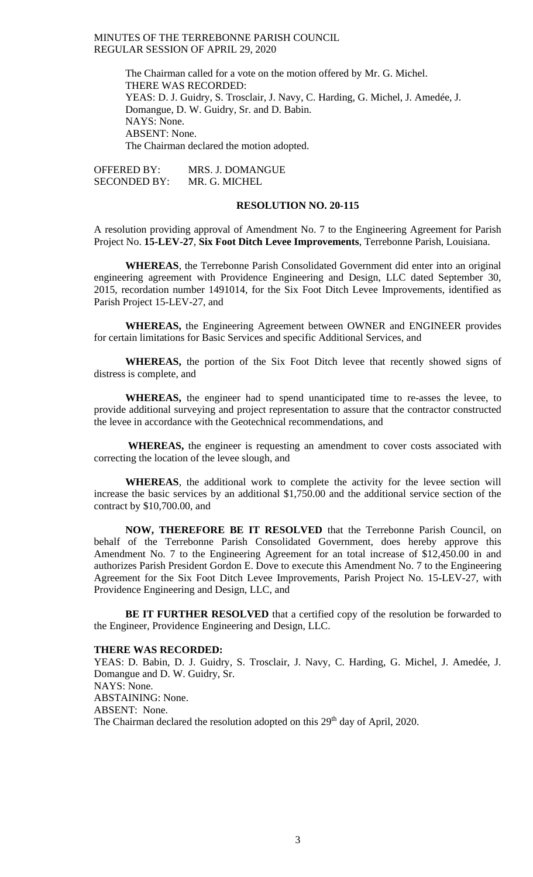The Chairman called for a vote on the motion offered by Mr. G. Michel.
THERE WAS RECORDED:
YEAS: D. J. Guidry, S. Trosclair, J. Navy, C. Harding, G. Michel, J. Amedée, J. Domangue, D. W. Guidry, Sr. and D. Babin.
NAYS: None.
ABSENT: None.
The Chairman declared the motion adopted.

OFFERED BY: MRS. J. DOMANGUE
SECONDED BY: MR. G. MICHEL

**RESOLUTION NO. 20-115**

A resolution providing approval of Amendment No. 7 to the Engineering Agreement for Parish Project No. **15-LEV-27**, **Six Foot Ditch Levee Improvements**, Terrebonne Parish, Louisiana.

**WHEREAS**, the Terrebonne Parish Consolidated Government did enter into an original engineering agreement with Providence Engineering and Design, LLC dated September 30, 2015, recordation number 1491014, for the Six Foot Ditch Levee Improvements, identified as Parish Project 15-LEV-27, and

**WHEREAS,** the Engineering Agreement between OWNER and ENGINEER provides for certain limitations for Basic Services and specific Additional Services, and

**WHEREAS,** the portion of the Six Foot Ditch levee that recently showed signs of distress is complete, and

**WHEREAS,** the engineer had to spend unanticipated time to re-asses the levee, to provide additional surveying and project representation to assure that the contractor constructed the levee in accordance with the Geotechnical recommendations, and

**WHEREAS,** the engineer is requesting an amendment to cover costs associated with correcting the location of the levee slough, and

**WHEREAS**, the additional work to complete the activity for the levee section will increase the basic services by an additional $1,750.00 and the additional service section of the contract by $10,700.00, and

**NOW, THEREFORE BE IT RESOLVED** that the Terrebonne Parish Council, on behalf of the Terrebonne Parish Consolidated Government, does hereby approve this Amendment No. 7 to the Engineering Agreement for an total increase of $12,450.00 in and authorizes Parish President Gordon E. Dove to execute this Amendment No. 7 to the Engineering Agreement for the Six Foot Ditch Levee Improvements, Parish Project No. 15-LEV-27, with Providence Engineering and Design, LLC, and

**BE IT FURTHER RESOLVED** that a certified copy of the resolution be forwarded to the Engineer, Providence Engineering and Design, LLC.

**THERE WAS RECORDED:**
YEAS: D. Babin, D. J. Guidry, S. Trosclair, J. Navy, C. Harding, G. Michel, J. Amedée, J. Domangue and D. W. Guidry, Sr.
NAYS: None.
ABSTAINING: None.
ABSENT: None.
The Chairman declared the resolution adopted on this 29th day of April, 2020.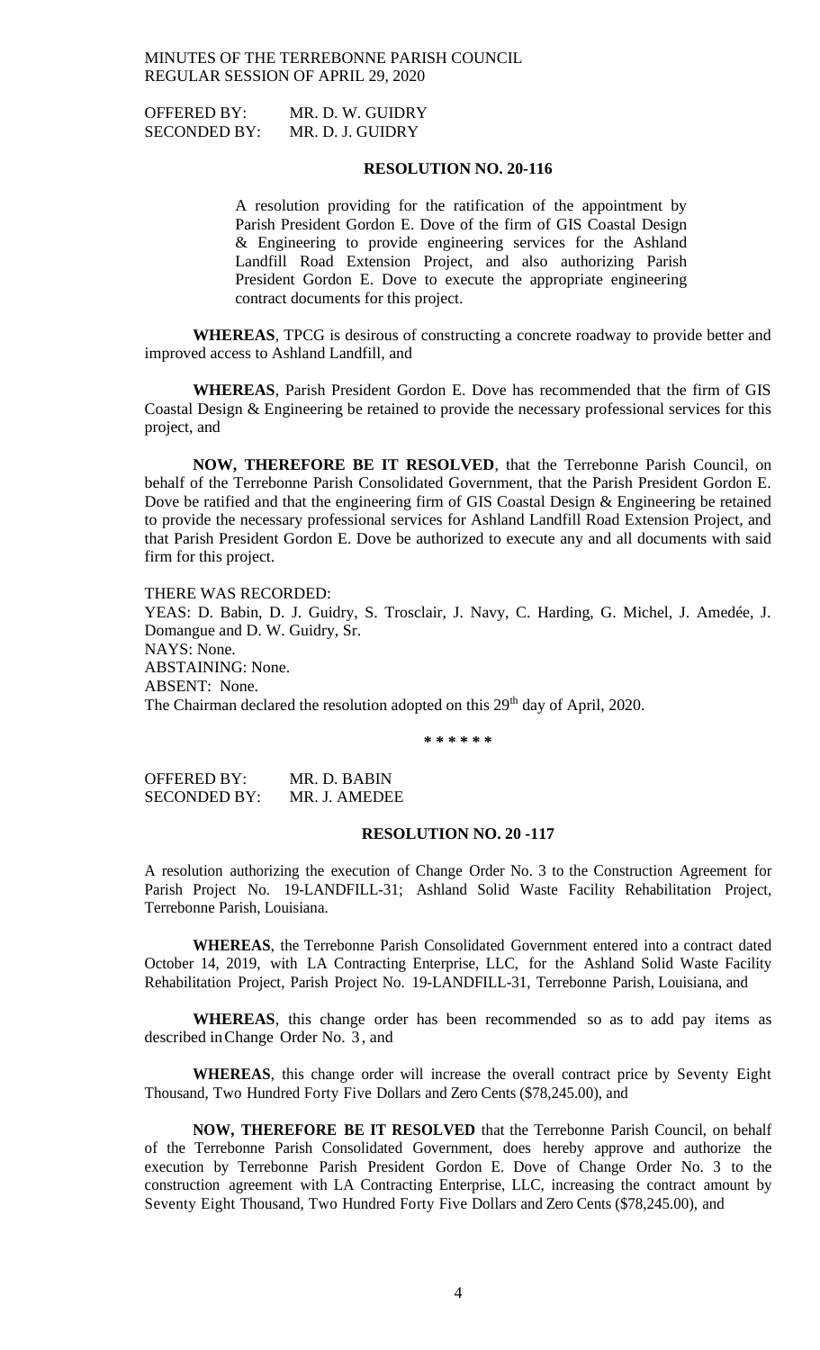OFFERED BY: MR. D. W. GUIDRY
SECONDED BY: MR. D. J. GUIDRY

**RESOLUTION NO. 20-116**

A resolution providing for the ratification of the appointment by Parish President Gordon E. Dove of the firm of GIS Coastal Design & Engineering to provide engineering services for the Ashland Landfill Road Extension Project, and also authorizing Parish President Gordon E. Dove to execute the appropriate engineering contract documents for this project.

**WHEREAS**, TPCG is desirous of constructing a concrete roadway to provide better and improved access to Ashland Landfill, and

**WHEREAS**, Parish President Gordon E. Dove has recommended that the firm of GIS Coastal Design & Engineering be retained to provide the necessary professional services for this project, and

**NOW, THEREFORE BE IT RESOLVED**, that the Terrebonne Parish Council, on behalf of the Terrebonne Parish Consolidated Government, that the Parish President Gordon E. Dove be ratified and that the engineering firm of GIS Coastal Design & Engineering be retained to provide the necessary professional services for Ashland Landfill Road Extension Project, and that Parish President Gordon E. Dove be authorized to execute any and all documents with said firm for this project.

THERE WAS RECORDED:
YEAS: D. Babin, D. J. Guidry, S. Trosclair, J. Navy, C. Harding, G. Michel, J. Amedée, J. Domangue and D. W. Guidry, Sr.
NAYS: None.
ABSTAINING: None.
ABSENT: None.
The Chairman declared the resolution adopted on this 29th day of April, 2020.

**\* \* \* \* \* \***

OFFERED BY: MR. D. BABIN
SECONDED BY: MR. J. AMEDEE

**RESOLUTION NO. 20 -117**

A resolution authorizing the execution of Change Order No. 3 to the Construction Agreement for Parish Project No. 19-LANDFILL-31; Ashland Solid Waste Facility Rehabilitation Project, Terrebonne Parish, Louisiana.

**WHEREAS**, the Terrebonne Parish Consolidated Government entered into a contract dated October 14, 2019, with LA Contracting Enterprise, LLC, for the Ashland Solid Waste Facility Rehabilitation Project, Parish Project No. 19-LANDFILL-31, Terrebonne Parish, Louisiana, and

**WHEREAS**, this change order has been recommended so as to add pay items as described in Change Order No. 3, and

**WHEREAS**, this change order will increase the overall contract price by Seventy Eight Thousand, Two Hundred Forty Five Dollars and Zero Cents ($78,245.00), and

**NOW, THEREFORE BE IT RESOLVED** that the Terrebonne Parish Council, on behalf of the Terrebonne Parish Consolidated Government, does hereby approve and authorize the execution by Terrebonne Parish President Gordon E. Dove of Change Order No. 3 to the construction agreement with LA Contracting Enterprise, LLC, increasing the contract amount by Seventy Eight Thousand, Two Hundred Forty Five Dollars and Zero Cents ($78,245.00), and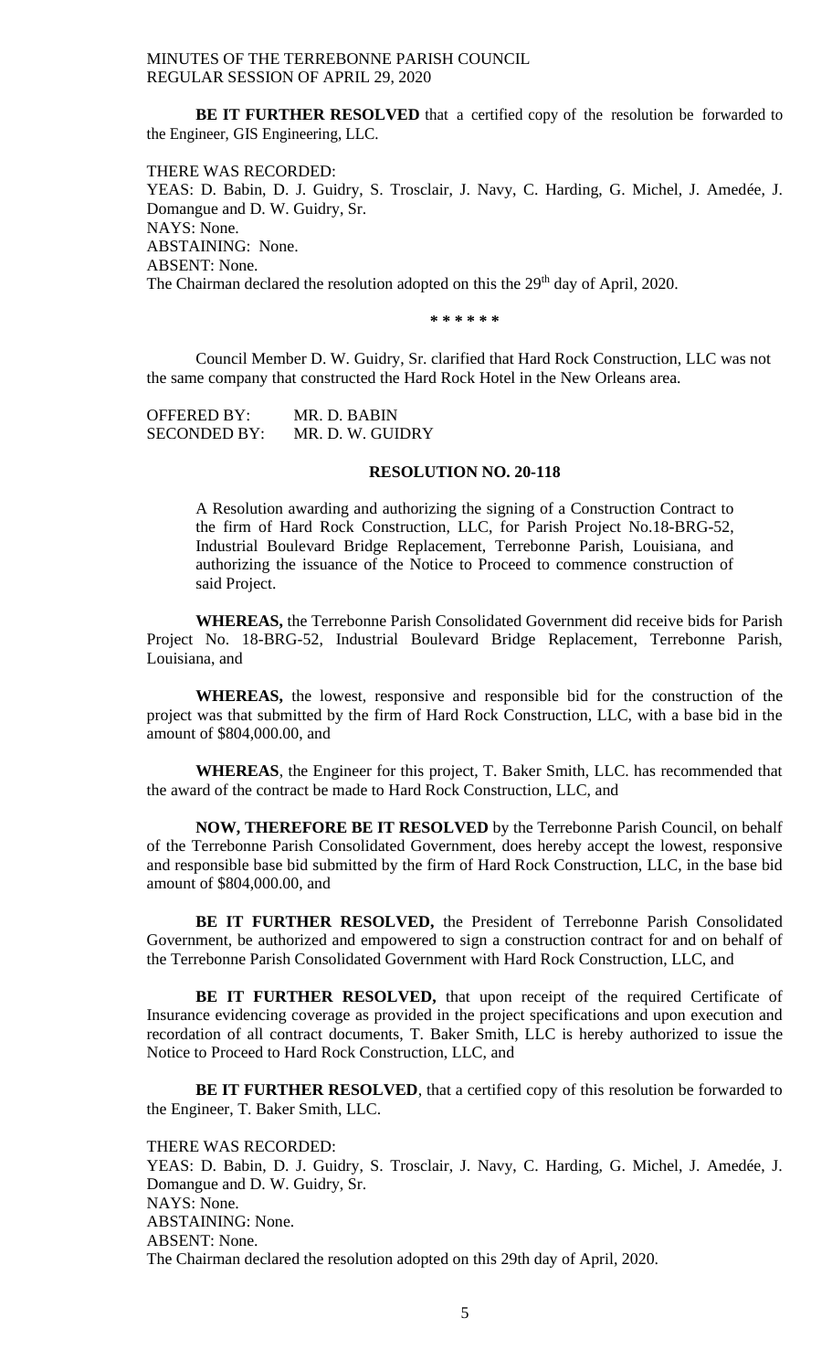**BE IT FURTHER RESOLVED** that a certified copy of the resolution be forwarded to the Engineer, GIS Engineering, LLC.

THERE WAS RECORDED:
YEAS: D. Babin, D. J. Guidry, S. Trosclair, J. Navy, C. Harding, G. Michel, J. Amedée, J. Domangue and D. W. Guidry, Sr.
NAYS: None.
ABSTAINING: None.
ABSENT: None.
The Chairman declared the resolution adopted on this the 29th day of April, 2020.

\* \* \* \* \* \*

Council Member D. W. Guidry, Sr. clarified that Hard Rock Construction, LLC was not the same company that constructed the Hard Rock Hotel in the New Orleans area.

OFFERED BY: MR. D. BABIN
SECONDED BY: MR. D. W. GUIDRY

**RESOLUTION NO. 20-118**

A Resolution awarding and authorizing the signing of a Construction Contract to the firm of Hard Rock Construction, LLC, for Parish Project No.18-BRG-52, Industrial Boulevard Bridge Replacement, Terrebonne Parish, Louisiana, and authorizing the issuance of the Notice to Proceed to commence construction of said Project.

**WHEREAS,** the Terrebonne Parish Consolidated Government did receive bids for Parish Project No. 18-BRG-52, Industrial Boulevard Bridge Replacement, Terrebonne Parish, Louisiana, and

**WHEREAS,** the lowest, responsive and responsible bid for the construction of the project was that submitted by the firm of Hard Rock Construction, LLC, with a base bid in the amount of $804,000.00, and

**WHEREAS**, the Engineer for this project, T. Baker Smith, LLC. has recommended that the award of the contract be made to Hard Rock Construction, LLC, and

**NOW, THEREFORE BE IT RESOLVED** by the Terrebonne Parish Council, on behalf of the Terrebonne Parish Consolidated Government, does hereby accept the lowest, responsive and responsible base bid submitted by the firm of Hard Rock Construction, LLC, in the base bid amount of $804,000.00, and

**BE IT FURTHER RESOLVED,** the President of Terrebonne Parish Consolidated Government, be authorized and empowered to sign a construction contract for and on behalf of the Terrebonne Parish Consolidated Government with Hard Rock Construction, LLC, and

**BE IT FURTHER RESOLVED,** that upon receipt of the required Certificate of Insurance evidencing coverage as provided in the project specifications and upon execution and recordation of all contract documents, T. Baker Smith, LLC is hereby authorized to issue the Notice to Proceed to Hard Rock Construction, LLC, and

**BE IT FURTHER RESOLVED**, that a certified copy of this resolution be forwarded to the Engineer, T. Baker Smith, LLC.

THERE WAS RECORDED:
YEAS: D. Babin, D. J. Guidry, S. Trosclair, J. Navy, C. Harding, G. Michel, J. Amedée, J. Domangue and D. W. Guidry, Sr.
NAYS: None.
ABSTAINING: None.
ABSENT: None.
The Chairman declared the resolution adopted on this 29th day of April, 2020.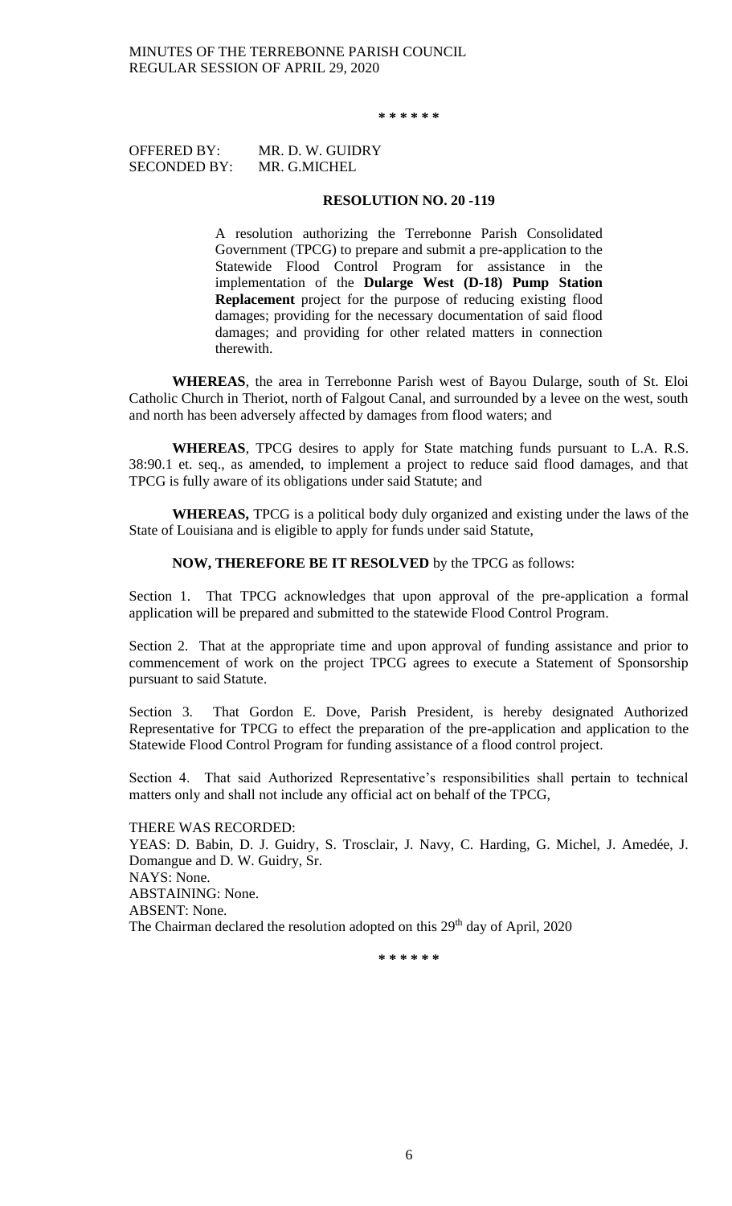\* \* \* \* \* \*

OFFERED BY: MR. D. W. GUIDRY
SECONDED BY: MR. G.MICHEL

**RESOLUTION NO. 20 -119**

A resolution authorizing the Terrebonne Parish Consolidated Government (TPCG) to prepare and submit a pre-application to the Statewide Flood Control Program for assistance in the implementation of the **Dularge West (D-18) Pump Station Replacement** project for the purpose of reducing existing flood damages; providing for the necessary documentation of said flood damages; and providing for other related matters in connection therewith.

**WHEREAS**, the area in Terrebonne Parish west of Bayou Dularge, south of St. Eloi Catholic Church in Theriot, north of Falgout Canal, and surrounded by a levee on the west, south and north has been adversely affected by damages from flood waters; and

**WHEREAS**, TPCG desires to apply for State matching funds pursuant to L.A. R.S. 38:90.1 et. seq., as amended, to implement a project to reduce said flood damages, and that TPCG is fully aware of its obligations under said Statute; and

**WHEREAS,** TPCG is a political body duly organized and existing under the laws of the State of Louisiana and is eligible to apply for funds under said Statute,

**NOW, THEREFORE BE IT RESOLVED** by the TPCG as follows:

Section 1. That TPCG acknowledges that upon approval of the pre-application a formal application will be prepared and submitted to the statewide Flood Control Program.

Section 2. That at the appropriate time and upon approval of funding assistance and prior to commencement of work on the project TPCG agrees to execute a Statement of Sponsorship pursuant to said Statute.

Section 3. That Gordon E. Dove, Parish President, is hereby designated Authorized Representative for TPCG to effect the preparation of the pre-application and application to the Statewide Flood Control Program for funding assistance of a flood control project.

Section 4. That said Authorized Representative's responsibilities shall pertain to technical matters only and shall not include any official act on behalf of the TPCG,

THERE WAS RECORDED:
YEAS: D. Babin, D. J. Guidry, S. Trosclair, J. Navy, C. Harding, G. Michel, J. Amedée, J. Domangue and D. W. Guidry, Sr.
NAYS: None.
ABSTAINING: None.
ABSENT: None.
The Chairman declared the resolution adopted on this 29th day of April, 2020

\* \* \* \* \* \*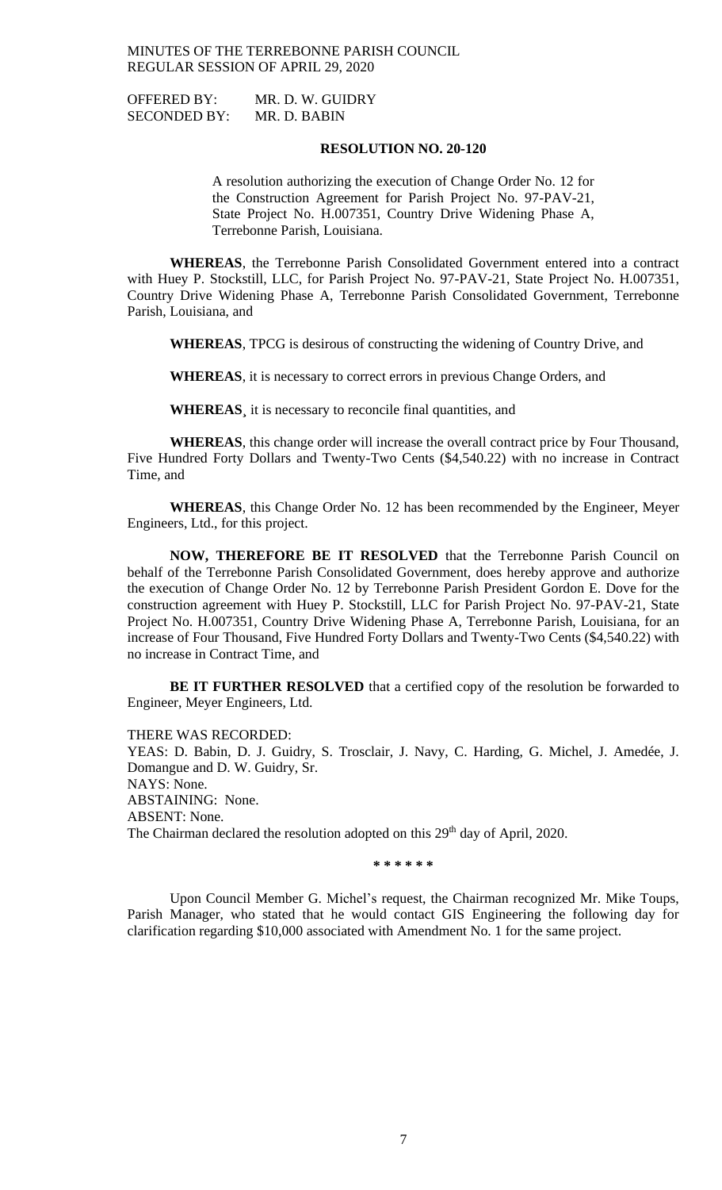OFFERED BY: MR. D. W. GUIDRY
SECONDED BY: MR. D. BABIN

**RESOLUTION NO. 20-120**

A resolution authorizing the execution of Change Order No. 12 for the Construction Agreement for Parish Project No. 97-PAV-21, State Project No. H.007351, Country Drive Widening Phase A, Terrebonne Parish, Louisiana.

**WHEREAS**, the Terrebonne Parish Consolidated Government entered into a contract with Huey P. Stockstill, LLC, for Parish Project No. 97-PAV-21, State Project No. H.007351, Country Drive Widening Phase A, Terrebonne Parish Consolidated Government, Terrebonne Parish, Louisiana, and

**WHEREAS**, TPCG is desirous of constructing the widening of Country Drive, and

**WHEREAS**, it is necessary to correct errors in previous Change Orders, and

**WHEREAS**¸ it is necessary to reconcile final quantities, and

**WHEREAS**, this change order will increase the overall contract price by Four Thousand, Five Hundred Forty Dollars and Twenty-Two Cents ($4,540.22) with no increase in Contract Time, and

**WHEREAS**, this Change Order No. 12 has been recommended by the Engineer, Meyer Engineers, Ltd., for this project.

**NOW, THEREFORE BE IT RESOLVED** that the Terrebonne Parish Council on behalf of the Terrebonne Parish Consolidated Government, does hereby approve and authorize the execution of Change Order No. 12 by Terrebonne Parish President Gordon E. Dove for the construction agreement with Huey P. Stockstill, LLC for Parish Project No. 97-PAV-21, State Project No. H.007351, Country Drive Widening Phase A, Terrebonne Parish, Louisiana, for an increase of Four Thousand, Five Hundred Forty Dollars and Twenty-Two Cents ($4,540.22) with no increase in Contract Time, and

**BE IT FURTHER RESOLVED** that a certified copy of the resolution be forwarded to Engineer, Meyer Engineers, Ltd.

THERE WAS RECORDED:
YEAS: D. Babin, D. J. Guidry, S. Trosclair, J. Navy, C. Harding, G. Michel, J. Amedée, J. Domangue and D. W. Guidry, Sr.
NAYS: None.
ABSTAINING: None.
ABSENT: None.
The Chairman declared the resolution adopted on this 29th day of April, 2020.

\* \* \* \* \* \*

Upon Council Member G. Michel's request, the Chairman recognized Mr. Mike Toups, Parish Manager, who stated that he would contact GIS Engineering the following day for clarification regarding $10,000 associated with Amendment No. 1 for the same project.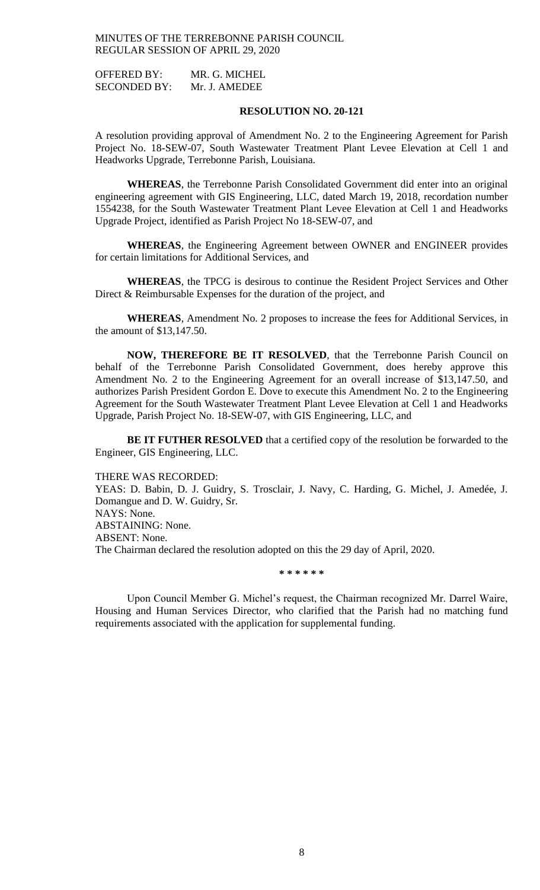OFFERED BY: MR. G. MICHEL
SECONDED BY: Mr. J. AMEDEE

**RESOLUTION NO. 20-121**

A resolution providing approval of Amendment No. 2 to the Engineering Agreement for Parish Project No. 18-SEW-07, South Wastewater Treatment Plant Levee Elevation at Cell 1 and Headworks Upgrade, Terrebonne Parish, Louisiana.

**WHEREAS**, the Terrebonne Parish Consolidated Government did enter into an original engineering agreement with GIS Engineering, LLC, dated March 19, 2018, recordation number 1554238, for the South Wastewater Treatment Plant Levee Elevation at Cell 1 and Headworks Upgrade Project, identified as Parish Project No 18-SEW-07, and

**WHEREAS**, the Engineering Agreement between OWNER and ENGINEER provides for certain limitations for Additional Services, and

**WHEREAS**, the TPCG is desirous to continue the Resident Project Services and Other Direct & Reimbursable Expenses for the duration of the project, and

**WHEREAS**, Amendment No. 2 proposes to increase the fees for Additional Services, in the amount of $13,147.50.

**NOW, THEREFORE BE IT RESOLVED**, that the Terrebonne Parish Council on behalf of the Terrebonne Parish Consolidated Government, does hereby approve this Amendment No. 2 to the Engineering Agreement for an overall increase of $13,147.50, and authorizes Parish President Gordon E. Dove to execute this Amendment No. 2 to the Engineering Agreement for the South Wastewater Treatment Plant Levee Elevation at Cell 1 and Headworks Upgrade, Parish Project No. 18-SEW-07, with GIS Engineering, LLC, and

**BE IT FUTHER RESOLVED** that a certified copy of the resolution be forwarded to the Engineer, GIS Engineering, LLC.

THERE WAS RECORDED:
YEAS: D. Babin, D. J. Guidry, S. Trosclair, J. Navy, C. Harding, G. Michel, J. Amedée, J. Domangue and D. W. Guidry, Sr.
NAYS: None.
ABSTAINING: None.
ABSENT: None.
The Chairman declared the resolution adopted on this the 29 day of April, 2020.

\* \* \* \* \* \*

Upon Council Member G. Michel's request, the Chairman recognized Mr. Darrel Waire, Housing and Human Services Director, who clarified that the Parish had no matching fund requirements associated with the application for supplemental funding.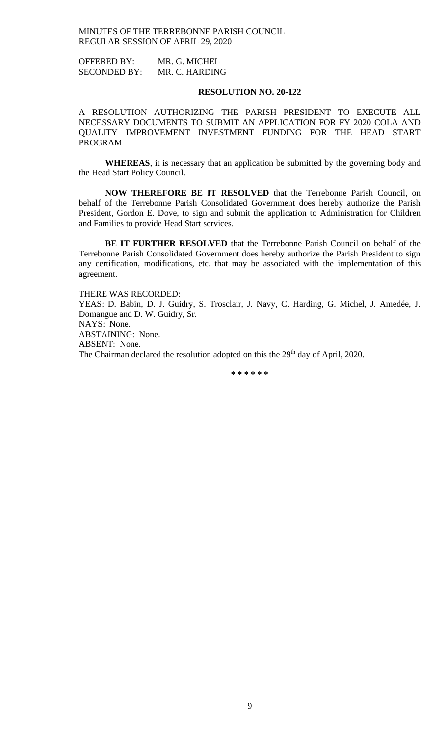OFFERED BY: MR. G. MICHEL
SECONDED BY: MR. C. HARDING

**RESOLUTION NO. 20-122**

A RESOLUTION AUTHORIZING THE PARISH PRESIDENT TO EXECUTE ALL NECESSARY DOCUMENTS TO SUBMIT AN APPLICATION FOR FY 2020 COLA AND QUALITY IMPROVEMENT INVESTMENT FUNDING FOR THE HEAD START PROGRAM

**WHEREAS**, it is necessary that an application be submitted by the governing body and the Head Start Policy Council.

**NOW THEREFORE BE IT RESOLVED** that the Terrebonne Parish Council, on behalf of the Terrebonne Parish Consolidated Government does hereby authorize the Parish President, Gordon E. Dove, to sign and submit the application to Administration for Children and Families to provide Head Start services.

**BE IT FURTHER RESOLVED** that the Terrebonne Parish Council on behalf of the Terrebonne Parish Consolidated Government does hereby authorize the Parish President to sign any certification, modifications, etc. that may be associated with the implementation of this agreement.

THERE WAS RECORDED:
YEAS: D. Babin, D. J. Guidry, S. Trosclair, J. Navy, C. Harding, G. Michel, J. Amedée, J. Domangue and D. W. Guidry, Sr.
NAYS: None.
ABSTAINING: None.
ABSENT: None.
The Chairman declared the resolution adopted on this the 29th day of April, 2020.

\* \* \* \* \* \*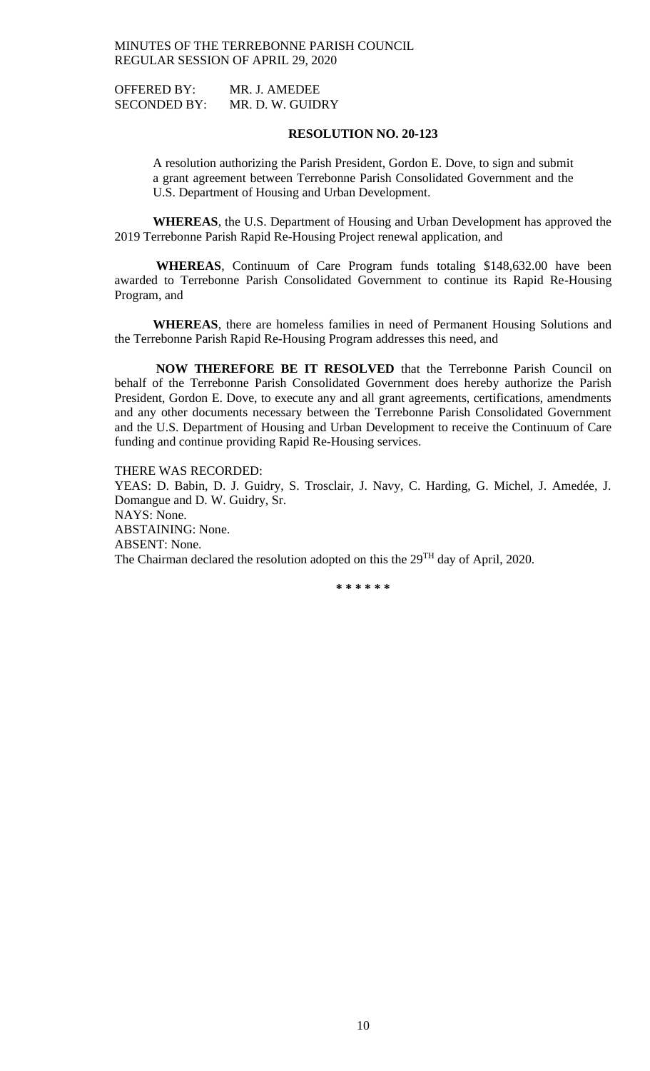OFFERED BY: MR. J. AMEDEE
SECONDED BY: MR. D. W. GUIDRY

**RESOLUTION NO. 20-123**

A resolution authorizing the Parish President, Gordon E. Dove, to sign and submit a grant agreement between Terrebonne Parish Consolidated Government and the U.S. Department of Housing and Urban Development.

**WHEREAS**, the U.S. Department of Housing and Urban Development has approved the 2019 Terrebonne Parish Rapid Re-Housing Project renewal application, and

**WHEREAS**, Continuum of Care Program funds totaling $148,632.00 have been awarded to Terrebonne Parish Consolidated Government to continue its Rapid Re-Housing Program, and

**WHEREAS**, there are homeless families in need of Permanent Housing Solutions and the Terrebonne Parish Rapid Re-Housing Program addresses this need, and

**NOW THEREFORE BE IT RESOLVED** that the Terrebonne Parish Council on behalf of the Terrebonne Parish Consolidated Government does hereby authorize the Parish President, Gordon E. Dove, to execute any and all grant agreements, certifications, amendments and any other documents necessary between the Terrebonne Parish Consolidated Government and the U.S. Department of Housing and Urban Development to receive the Continuum of Care funding and continue providing Rapid Re-Housing services.

THERE WAS RECORDED:
YEAS: D. Babin, D. J. Guidry, S. Trosclair, J. Navy, C. Harding, G. Michel, J. Amedée, J. Domangue and D. W. Guidry, Sr.
NAYS: None.
ABSTAINING: None.
ABSENT: None.
The Chairman declared the resolution adopted on this the 29TH day of April, 2020.

\* \* \* \* \* \*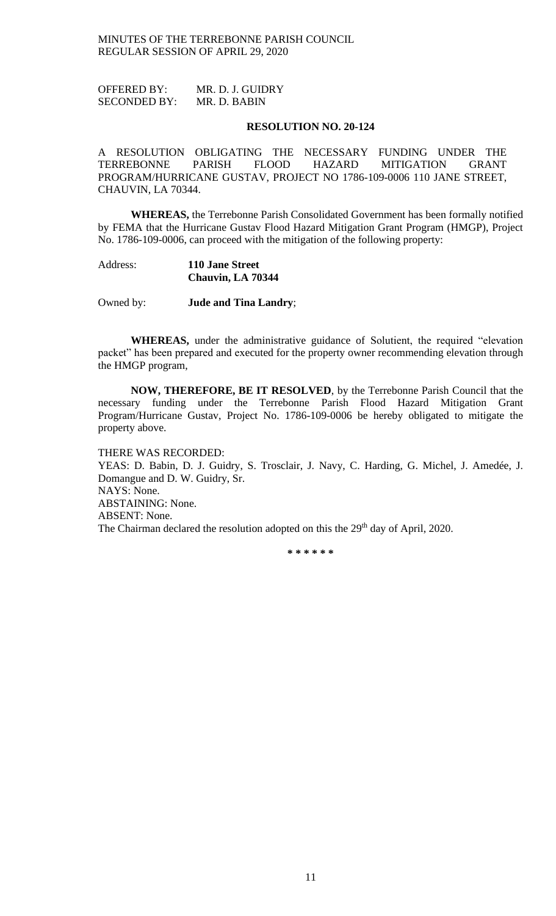OFFERED BY: MR. D. J. GUIDRY
SECONDED BY: MR. D. BABIN

**RESOLUTION NO. 20-124**

A RESOLUTION OBLIGATING THE NECESSARY FUNDING UNDER THE TERREBONNE PARISH FLOOD HAZARD MITIGATION GRANT PROGRAM/HURRICANE GUSTAV, PROJECT NO 1786-109-0006 110 JANE STREET, CHAUVIN, LA 70344.

**WHEREAS,** the Terrebonne Parish Consolidated Government has been formally notified by FEMA that the Hurricane Gustav Flood Hazard Mitigation Grant Program (HMGP), Project No. 1786-109-0006, can proceed with the mitigation of the following property:

Address: **110 Jane Street**
**Chauvin, LA 70344**

Owned by: **Jude and Tina Landry**;

**WHEREAS,** under the administrative guidance of Solutient, the required "elevation packet" has been prepared and executed for the property owner recommending elevation through the HMGP program,

**NOW, THEREFORE, BE IT RESOLVED**, by the Terrebonne Parish Council that the necessary funding under the Terrebonne Parish Flood Hazard Mitigation Grant Program/Hurricane Gustav, Project No. 1786-109-0006 be hereby obligated to mitigate the property above.

THERE WAS RECORDED:
YEAS: D. Babin, D. J. Guidry, S. Trosclair, J. Navy, C. Harding, G. Michel, J. Amedée, J. Domangue and D. W. Guidry, Sr.
NAYS: None.
ABSTAINING: None.
ABSENT: None.
The Chairman declared the resolution adopted on this the 29th day of April, 2020.

\* \* \* \* \* \*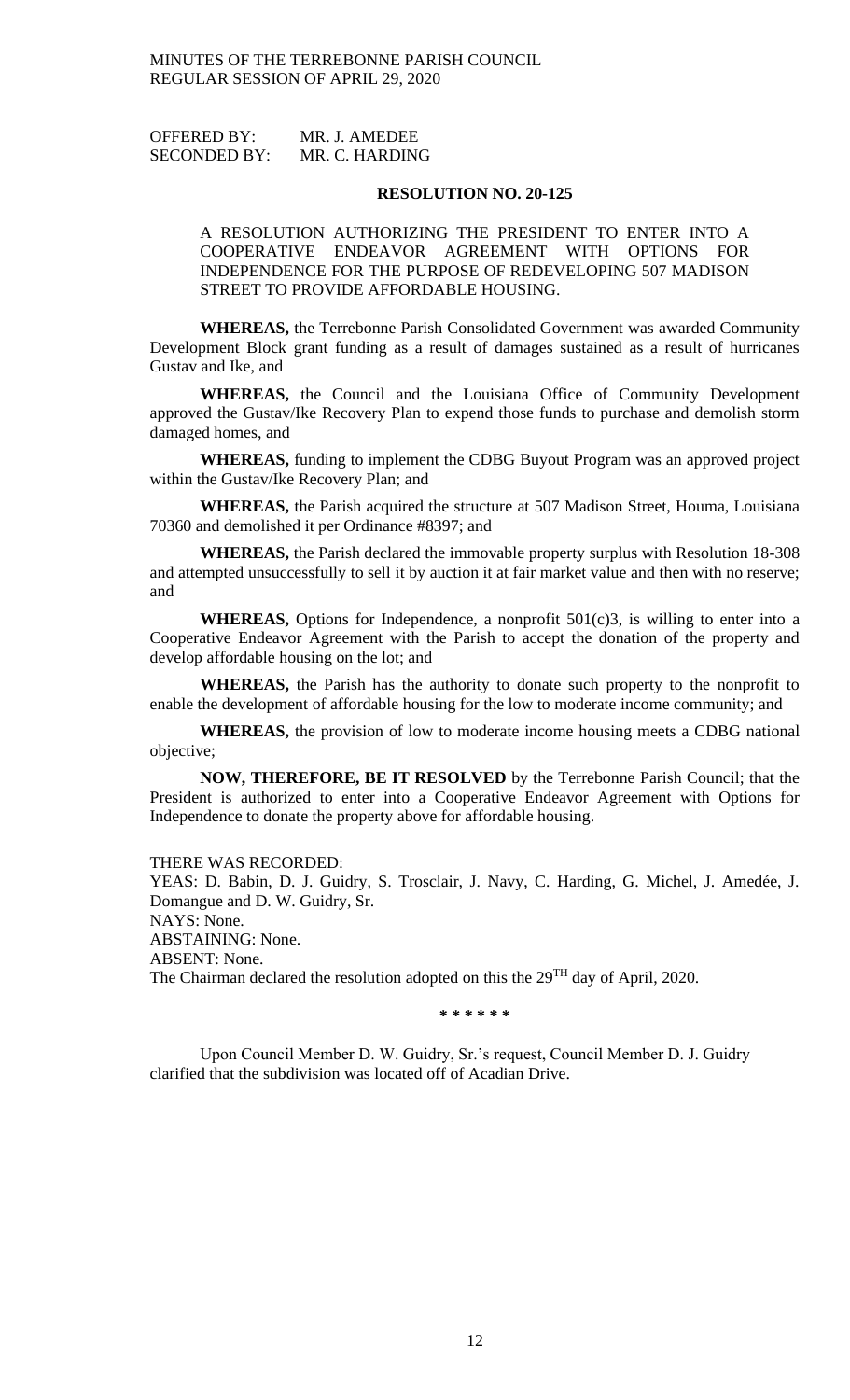OFFERED BY: MR. J. AMEDEE
SECONDED BY: MR. C. HARDING

**RESOLUTION NO. 20-125**

A RESOLUTION AUTHORIZING THE PRESIDENT TO ENTER INTO A COOPERATIVE ENDEAVOR AGREEMENT WITH OPTIONS FOR INDEPENDENCE FOR THE PURPOSE OF REDEVELOPING 507 MADISON STREET TO PROVIDE AFFORDABLE HOUSING.

**WHEREAS,** the Terrebonne Parish Consolidated Government was awarded Community Development Block grant funding as a result of damages sustained as a result of hurricanes Gustav and Ike, and

**WHEREAS,** the Council and the Louisiana Office of Community Development approved the Gustav/Ike Recovery Plan to expend those funds to purchase and demolish storm damaged homes, and

**WHEREAS,** funding to implement the CDBG Buyout Program was an approved project within the Gustav/Ike Recovery Plan; and

**WHEREAS,** the Parish acquired the structure at 507 Madison Street, Houma, Louisiana 70360 and demolished it per Ordinance #8397; and

**WHEREAS,** the Parish declared the immovable property surplus with Resolution 18-308 and attempted unsuccessfully to sell it by auction it at fair market value and then with no reserve; and

**WHEREAS,** Options for Independence, a nonprofit 501(c)3, is willing to enter into a Cooperative Endeavor Agreement with the Parish to accept the donation of the property and develop affordable housing on the lot; and

**WHEREAS,** the Parish has the authority to donate such property to the nonprofit to enable the development of affordable housing for the low to moderate income community; and

**WHEREAS,** the provision of low to moderate income housing meets a CDBG national objective;

**NOW, THEREFORE, BE IT RESOLVED** by the Terrebonne Parish Council; that the President is authorized to enter into a Cooperative Endeavor Agreement with Options for Independence to donate the property above for affordable housing.

THERE WAS RECORDED:
YEAS: D. Babin, D. J. Guidry, S. Trosclair, J. Navy, C. Harding, G. Michel, J. Amedée, J. Domangue and D. W. Guidry, Sr.
NAYS: None.
ABSTAINING: None.
ABSENT: None.
The Chairman declared the resolution adopted on this the 29TH day of April, 2020.

\* \* \* \* \* \*

Upon Council Member D. W. Guidry, Sr.'s request, Council Member D. J. Guidry clarified that the subdivision was located off of Acadian Drive.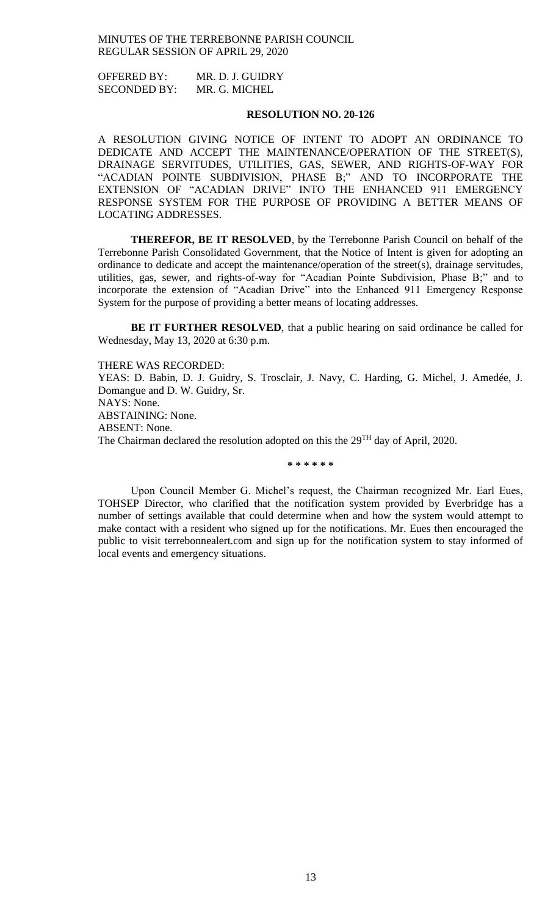OFFERED BY: MR. D. J. GUIDRY
SECONDED BY: MR. G. MICHEL

**RESOLUTION NO. 20-126**

A RESOLUTION GIVING NOTICE OF INTENT TO ADOPT AN ORDINANCE TO DEDICATE AND ACCEPT THE MAINTENANCE/OPERATION OF THE STREET(S), DRAINAGE SERVITUDES, UTILITIES, GAS, SEWER, AND RIGHTS-OF-WAY FOR "ACADIAN POINTE SUBDIVISION, PHASE B;" AND TO INCORPORATE THE EXTENSION OF "ACADIAN DRIVE" INTO THE ENHANCED 911 EMERGENCY RESPONSE SYSTEM FOR THE PURPOSE OF PROVIDING A BETTER MEANS OF LOCATING ADDRESSES.

**THEREFOR, BE IT RESOLVED**, by the Terrebonne Parish Council on behalf of the Terrebonne Parish Consolidated Government, that the Notice of Intent is given for adopting an ordinance to dedicate and accept the maintenance/operation of the street(s), drainage servitudes, utilities, gas, sewer, and rights-of-way for "Acadian Pointe Subdivision, Phase B;" and to incorporate the extension of "Acadian Drive" into the Enhanced 911 Emergency Response System for the purpose of providing a better means of locating addresses.

**BE IT FURTHER RESOLVED**, that a public hearing on said ordinance be called for Wednesday, May 13, 2020 at 6:30 p.m.

THERE WAS RECORDED:
YEAS: D. Babin, D. J. Guidry, S. Trosclair, J. Navy, C. Harding, G. Michel, J. Amedée, J. Domangue and D. W. Guidry, Sr.
NAYS: None.
ABSTAINING: None.
ABSENT: None.
The Chairman declared the resolution adopted on this the 29TH day of April, 2020.

\* \* \* \* \* \*

Upon Council Member G. Michel's request, the Chairman recognized Mr. Earl Eues, TOHSEP Director, who clarified that the notification system provided by Everbridge has a number of settings available that could determine when and how the system would attempt to make contact with a resident who signed up for the notifications. Mr. Eues then encouraged the public to visit terrebonnealert.com and sign up for the notification system to stay informed of local events and emergency situations.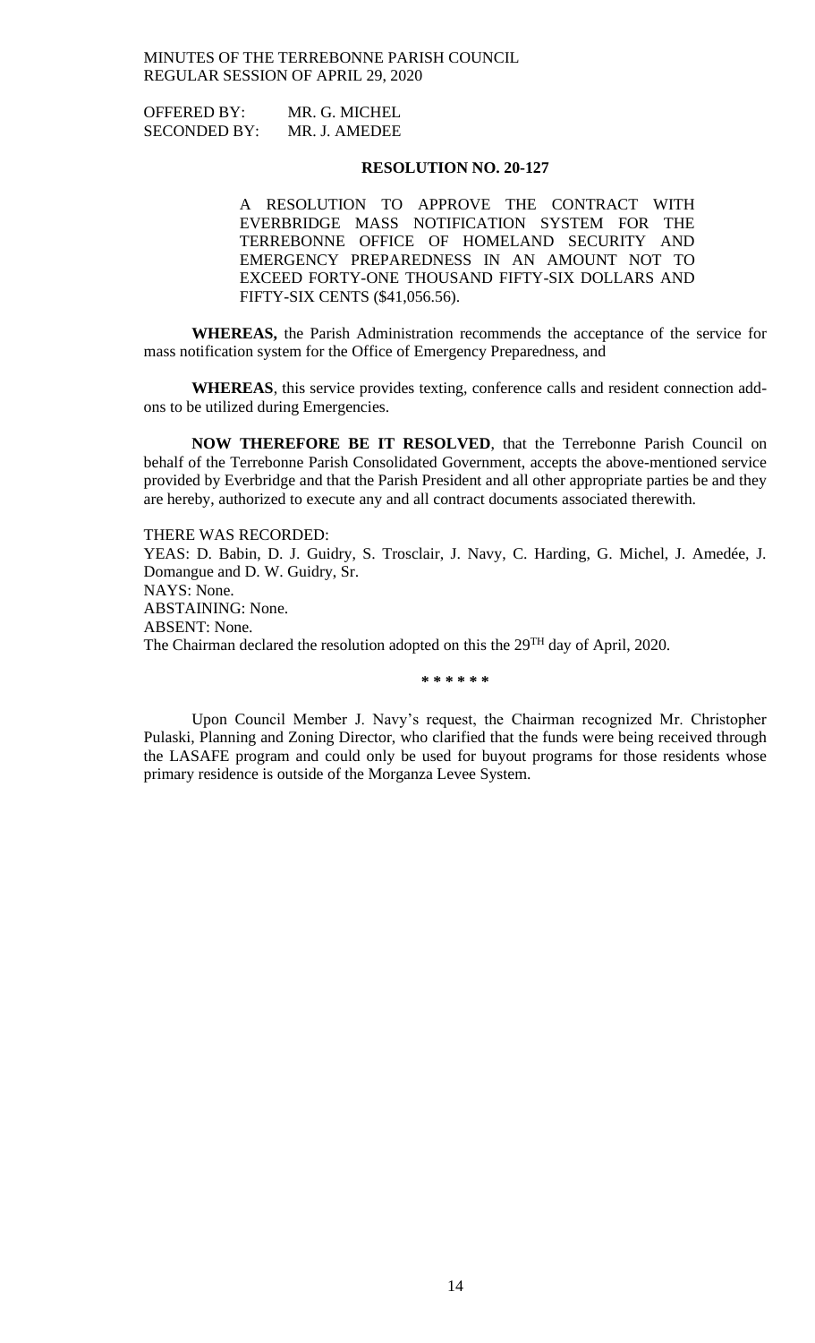OFFERED BY: MR. G. MICHEL
SECONDED BY: MR. J. AMEDEE

**RESOLUTION NO. 20-127**

A RESOLUTION TO APPROVE THE CONTRACT WITH EVERBRIDGE MASS NOTIFICATION SYSTEM FOR THE TERREBONNE OFFICE OF HOMELAND SECURITY AND EMERGENCY PREPAREDNESS IN AN AMOUNT NOT TO EXCEED FORTY-ONE THOUSAND FIFTY-SIX DOLLARS AND FIFTY-SIX CENTS ($41,056.56).

**WHEREAS,** the Parish Administration recommends the acceptance of the service for mass notification system for the Office of Emergency Preparedness, and

**WHEREAS**, this service provides texting, conference calls and resident connection add-ons to be utilized during Emergencies.

**NOW THEREFORE BE IT RESOLVED**, that the Terrebonne Parish Council on behalf of the Terrebonne Parish Consolidated Government, accepts the above-mentioned service provided by Everbridge and that the Parish President and all other appropriate parties be and they are hereby, authorized to execute any and all contract documents associated therewith.

THERE WAS RECORDED:
YEAS: D. Babin, D. J. Guidry, S. Trosclair, J. Navy, C. Harding, G. Michel, J. Amedée, J. Domangue and D. W. Guidry, Sr.
NAYS: None.
ABSTAINING: None.
ABSENT: None.
The Chairman declared the resolution adopted on this the 29TH day of April, 2020.

\* \* \* \* \* \*

Upon Council Member J. Navy's request, the Chairman recognized Mr. Christopher Pulaski, Planning and Zoning Director, who clarified that the funds were being received through the LASAFE program and could only be used for buyout programs for those residents whose primary residence is outside of the Morganza Levee System.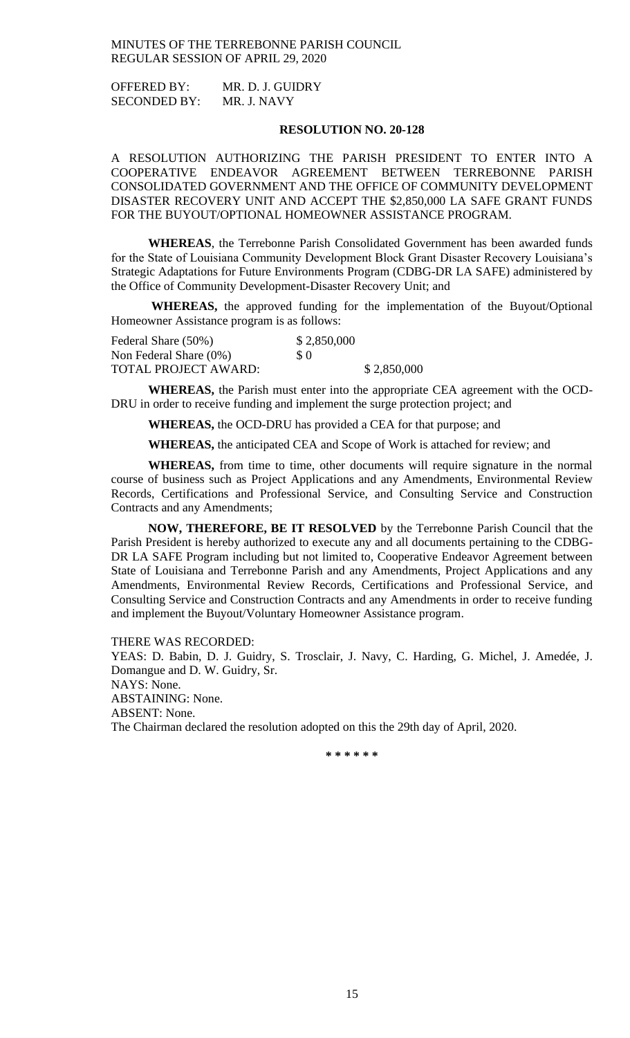OFFERED BY: MR. D. J. GUIDRY
SECONDED BY: MR. J. NAVY

**RESOLUTION NO. 20-128**

A RESOLUTION AUTHORIZING THE PARISH PRESIDENT TO ENTER INTO A COOPERATIVE ENDEAVOR AGREEMENT BETWEEN TERREBONNE PARISH CONSOLIDATED GOVERNMENT AND THE OFFICE OF COMMUNITY DEVELOPMENT DISASTER RECOVERY UNIT AND ACCEPT THE $2,850,000 LA SAFE GRANT FUNDS FOR THE BUYOUT/OPTIONAL HOMEOWNER ASSISTANCE PROGRAM.

**WHEREAS**, the Terrebonne Parish Consolidated Government has been awarded funds for the State of Louisiana Community Development Block Grant Disaster Recovery Louisiana's Strategic Adaptations for Future Environments Program (CDBG-DR LA SAFE) administered by the Office of Community Development-Disaster Recovery Unit; and

**WHEREAS,** the approved funding for the implementation of the Buyout/Optional Homeowner Assistance program is as follows:

| | | |
|---|---|---|
| Federal Share (50%) | $ 2,850,000 | |
| Non Federal Share (0%) | $ 0 | |
| TOTAL PROJECT AWARD: | | $ 2,850,000 |

**WHEREAS,** the Parish must enter into the appropriate CEA agreement with the OCD-DRU in order to receive funding and implement the surge protection project; and

**WHEREAS,** the OCD-DRU has provided a CEA for that purpose; and

**WHEREAS,** the anticipated CEA and Scope of Work is attached for review; and

**WHEREAS,** from time to time, other documents will require signature in the normal course of business such as Project Applications and any Amendments, Environmental Review Records, Certifications and Professional Service, and Consulting Service and Construction Contracts and any Amendments;

**NOW, THEREFORE, BE IT RESOLVED** by the Terrebonne Parish Council that the Parish President is hereby authorized to execute any and all documents pertaining to the CDBG-DR LA SAFE Program including but not limited to, Cooperative Endeavor Agreement between State of Louisiana and Terrebonne Parish and any Amendments, Project Applications and any Amendments, Environmental Review Records, Certifications and Professional Service, and Consulting Service and Construction Contracts and any Amendments in order to receive funding and implement the Buyout/Voluntary Homeowner Assistance program.

THERE WAS RECORDED:
YEAS: D. Babin, D. J. Guidry, S. Trosclair, J. Navy, C. Harding, G. Michel, J. Amedée, J. Domangue and D. W. Guidry, Sr.
NAYS: None.
ABSTAINING: None.
ABSENT: None.
The Chairman declared the resolution adopted on this the 29th day of April, 2020.

\* \* \* \* \* \*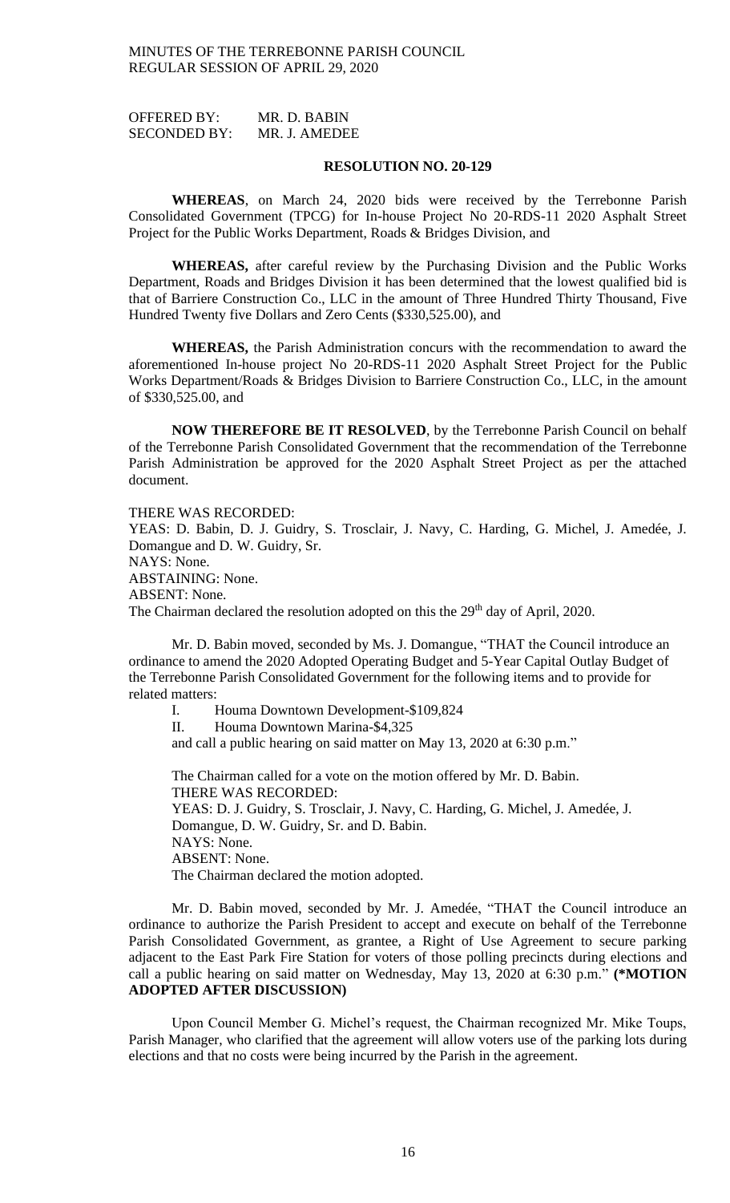OFFERED BY: MR. D. BABIN
SECONDED BY: MR. J. AMEDEE

**RESOLUTION NO. 20-129**

**WHEREAS**, on March 24, 2020 bids were received by the Terrebonne Parish Consolidated Government (TPCG) for In-house Project No 20-RDS-11 2020 Asphalt Street Project for the Public Works Department, Roads & Bridges Division, and

**WHEREAS,** after careful review by the Purchasing Division and the Public Works Department, Roads and Bridges Division it has been determined that the lowest qualified bid is that of Barriere Construction Co., LLC in the amount of Three Hundred Thirty Thousand, Five Hundred Twenty five Dollars and Zero Cents ($330,525.00), and

**WHEREAS,** the Parish Administration concurs with the recommendation to award the aforementioned In-house project No 20-RDS-11 2020 Asphalt Street Project for the Public Works Department/Roads & Bridges Division to Barriere Construction Co., LLC, in the amount of $330,525.00, and

**NOW THEREFORE BE IT RESOLVED**, by the Terrebonne Parish Council on behalf of the Terrebonne Parish Consolidated Government that the recommendation of the Terrebonne Parish Administration be approved for the 2020 Asphalt Street Project as per the attached document.

THERE WAS RECORDED:
YEAS: D. Babin, D. J. Guidry, S. Trosclair, J. Navy, C. Harding, G. Michel, J. Amedée, J. Domangue and D. W. Guidry, Sr.
NAYS: None.
ABSTAINING: None.
ABSENT: None.
The Chairman declared the resolution adopted on this the 29th day of April, 2020.

Mr. D. Babin moved, seconded by Ms. J. Domangue, "THAT the Council introduce an ordinance to amend the 2020 Adopted Operating Budget and 5-Year Capital Outlay Budget of the Terrebonne Parish Consolidated Government for the following items and to provide for related matters:

I. Houma Downtown Development-$109,824
II. Houma Downtown Marina-$4,325

and call a public hearing on said matter on May 13, 2020 at 6:30 p.m."

The Chairman called for a vote on the motion offered by Mr. D. Babin.
THERE WAS RECORDED:
YEAS: D. J. Guidry, S. Trosclair, J. Navy, C. Harding, G. Michel, J. Amedée, J. Domangue, D. W. Guidry, Sr. and D. Babin.
NAYS: None.
ABSENT: None.
The Chairman declared the motion adopted.

Mr. D. Babin moved, seconded by Mr. J. Amedée, "THAT the Council introduce an ordinance to authorize the Parish President to accept and execute on behalf of the Terrebonne Parish Consolidated Government, as grantee, a Right of Use Agreement to secure parking adjacent to the East Park Fire Station for voters of those polling precincts during elections and call a public hearing on said matter on Wednesday, May 13, 2020 at 6:30 p.m." **(*MOTION ADOPTED AFTER DISCUSSION)**

Upon Council Member G. Michel's request, the Chairman recognized Mr. Mike Toups, Parish Manager, who clarified that the agreement will allow voters use of the parking lots during elections and that no costs were being incurred by the Parish in the agreement.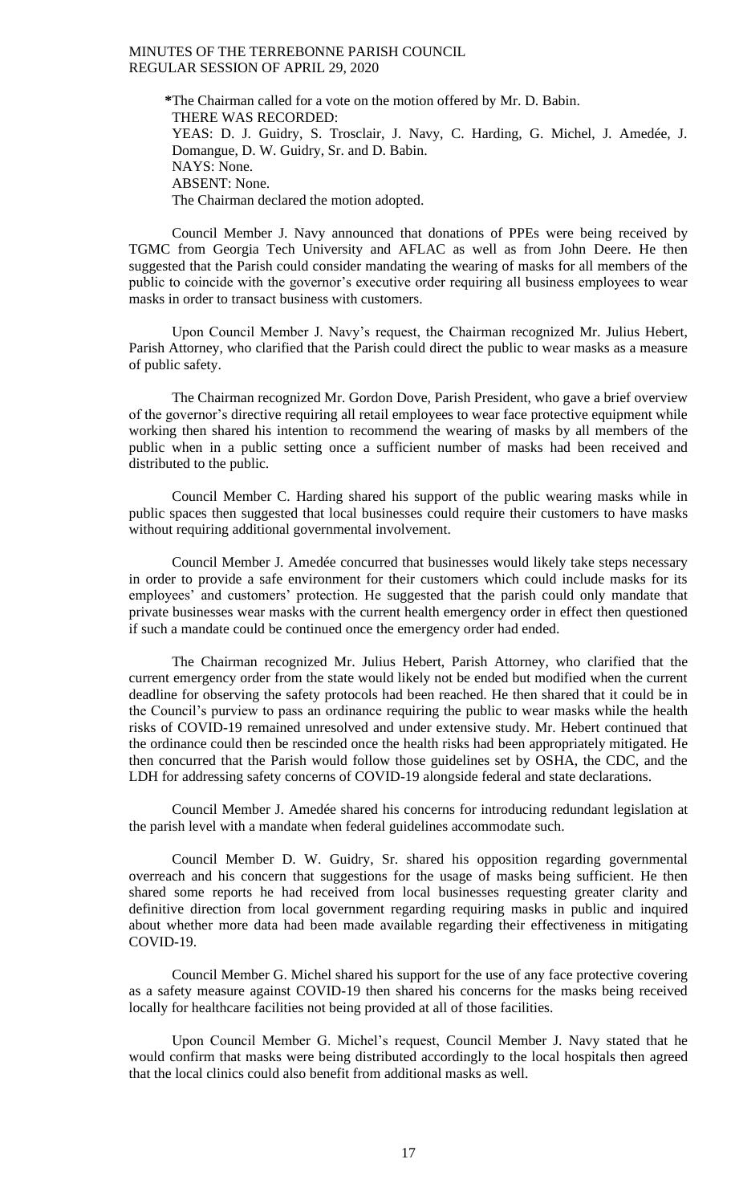*The Chairman called for a vote on the motion offered by Mr. D. Babin.
THERE WAS RECORDED:
YEAS: D. J. Guidry, S. Trosclair, J. Navy, C. Harding, G. Michel, J. Amedée, J. Domangue, D. W. Guidry, Sr. and D. Babin.
NAYS: None.
ABSENT: None.
The Chairman declared the motion adopted.

Council Member J. Navy announced that donations of PPEs were being received by TGMC from Georgia Tech University and AFLAC as well as from John Deere. He then suggested that the Parish could consider mandating the wearing of masks for all members of the public to coincide with the governor's executive order requiring all business employees to wear masks in order to transact business with customers.

Upon Council Member J. Navy's request, the Chairman recognized Mr. Julius Hebert, Parish Attorney, who clarified that the Parish could direct the public to wear masks as a measure of public safety.

The Chairman recognized Mr. Gordon Dove, Parish President, who gave a brief overview of the governor's directive requiring all retail employees to wear face protective equipment while working then shared his intention to recommend the wearing of masks by all members of the public when in a public setting once a sufficient number of masks had been received and distributed to the public.

Council Member C. Harding shared his support of the public wearing masks while in public spaces then suggested that local businesses could require their customers to have masks without requiring additional governmental involvement.

Council Member J. Amedée concurred that businesses would likely take steps necessary in order to provide a safe environment for their customers which could include masks for its employees' and customers' protection. He suggested that the parish could only mandate that private businesses wear masks with the current health emergency order in effect then questioned if such a mandate could be continued once the emergency order had ended.

The Chairman recognized Mr. Julius Hebert, Parish Attorney, who clarified that the current emergency order from the state would likely not be ended but modified when the current deadline for observing the safety protocols had been reached. He then shared that it could be in the Council's purview to pass an ordinance requiring the public to wear masks while the health risks of COVID-19 remained unresolved and under extensive study. Mr. Hebert continued that the ordinance could then be rescinded once the health risks had been appropriately mitigated. He then concurred that the Parish would follow those guidelines set by OSHA, the CDC, and the LDH for addressing safety concerns of COVID-19 alongside federal and state declarations.

Council Member J. Amedée shared his concerns for introducing redundant legislation at the parish level with a mandate when federal guidelines accommodate such.

Council Member D. W. Guidry, Sr. shared his opposition regarding governmental overreach and his concern that suggestions for the usage of masks being sufficient. He then shared some reports he had received from local businesses requesting greater clarity and definitive direction from local government regarding requiring masks in public and inquired about whether more data had been made available regarding their effectiveness in mitigating COVID-19.

Council Member G. Michel shared his support for the use of any face protective covering as a safety measure against COVID-19 then shared his concerns for the masks being received locally for healthcare facilities not being provided at all of those facilities.

Upon Council Member G. Michel's request, Council Member J. Navy stated that he would confirm that masks were being distributed accordingly to the local hospitals then agreed that the local clinics could also benefit from additional masks as well.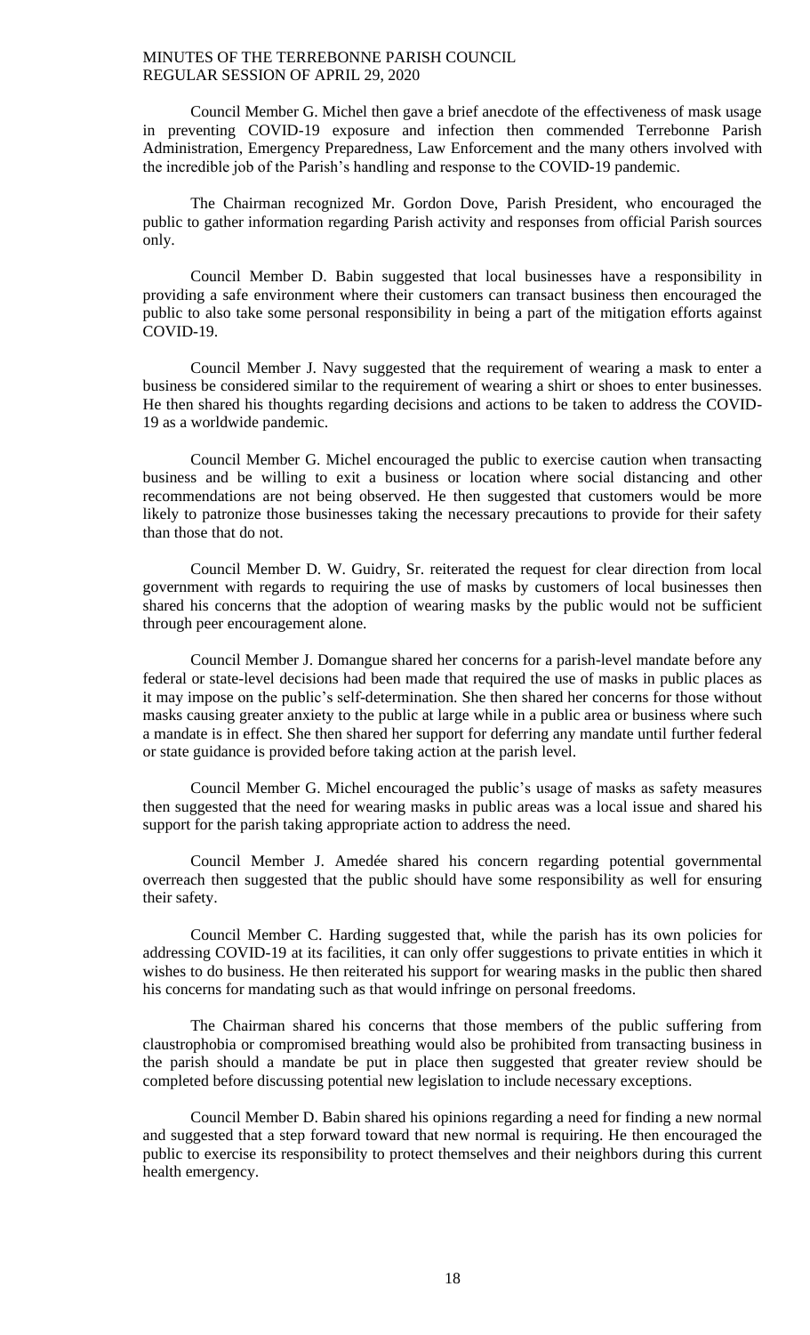Council Member G. Michel then gave a brief anecdote of the effectiveness of mask usage in preventing COVID-19 exposure and infection then commended Terrebonne Parish Administration, Emergency Preparedness, Law Enforcement and the many others involved with the incredible job of the Parish's handling and response to the COVID-19 pandemic.

The Chairman recognized Mr. Gordon Dove, Parish President, who encouraged the public to gather information regarding Parish activity and responses from official Parish sources only.

Council Member D. Babin suggested that local businesses have a responsibility in providing a safe environment where their customers can transact business then encouraged the public to also take some personal responsibility in being a part of the mitigation efforts against COVID-19.

Council Member J. Navy suggested that the requirement of wearing a mask to enter a business be considered similar to the requirement of wearing a shirt or shoes to enter businesses. He then shared his thoughts regarding decisions and actions to be taken to address the COVID-19 as a worldwide pandemic.

Council Member G. Michel encouraged the public to exercise caution when transacting business and be willing to exit a business or location where social distancing and other recommendations are not being observed. He then suggested that customers would be more likely to patronize those businesses taking the necessary precautions to provide for their safety than those that do not.

Council Member D. W. Guidry, Sr. reiterated the request for clear direction from local government with regards to requiring the use of masks by customers of local businesses then shared his concerns that the adoption of wearing masks by the public would not be sufficient through peer encouragement alone.

Council Member J. Domangue shared her concerns for a parish-level mandate before any federal or state-level decisions had been made that required the use of masks in public places as it may impose on the public's self-determination. She then shared her concerns for those without masks causing greater anxiety to the public at large while in a public area or business where such a mandate is in effect. She then shared her support for deferring any mandate until further federal or state guidance is provided before taking action at the parish level.

Council Member G. Michel encouraged the public's usage of masks as safety measures then suggested that the need for wearing masks in public areas was a local issue and shared his support for the parish taking appropriate action to address the need.

Council Member J. Amedée shared his concern regarding potential governmental overreach then suggested that the public should have some responsibility as well for ensuring their safety.

Council Member C. Harding suggested that, while the parish has its own policies for addressing COVID-19 at its facilities, it can only offer suggestions to private entities in which it wishes to do business. He then reiterated his support for wearing masks in the public then shared his concerns for mandating such as that would infringe on personal freedoms.

The Chairman shared his concerns that those members of the public suffering from claustrophobia or compromised breathing would also be prohibited from transacting business in the parish should a mandate be put in place then suggested that greater review should be completed before discussing potential new legislation to include necessary exceptions.

Council Member D. Babin shared his opinions regarding a need for finding a new normal and suggested that a step forward toward that new normal is requiring. He then encouraged the public to exercise its responsibility to protect themselves and their neighbors during this current health emergency.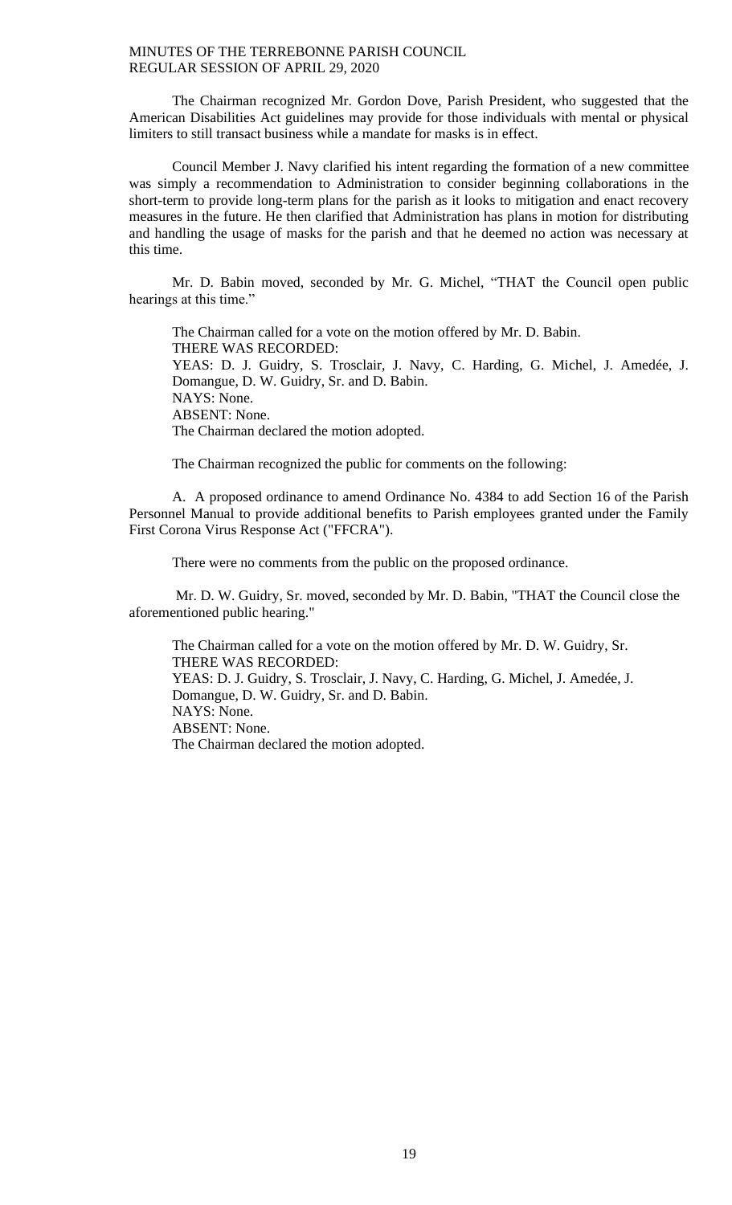The Chairman recognized Mr. Gordon Dove, Parish President, who suggested that the American Disabilities Act guidelines may provide for those individuals with mental or physical limiters to still transact business while a mandate for masks is in effect.

Council Member J. Navy clarified his intent regarding the formation of a new committee was simply a recommendation to Administration to consider beginning collaborations in the short-term to provide long-term plans for the parish as it looks to mitigation and enact recovery measures in the future. He then clarified that Administration has plans in motion for distributing and handling the usage of masks for the parish and that he deemed no action was necessary at this time.

Mr. D. Babin moved, seconded by Mr. G. Michel, "THAT the Council open public hearings at this time."

The Chairman called for a vote on the motion offered by Mr. D. Babin.
THERE WAS RECORDED:
YEAS: D. J. Guidry, S. Trosclair, J. Navy, C. Harding, G. Michel, J. Amedée, J. Domangue, D. W. Guidry, Sr. and D. Babin.
NAYS: None.
ABSENT: None.
The Chairman declared the motion adopted.

The Chairman recognized the public for comments on the following:

A. A proposed ordinance to amend Ordinance No. 4384 to add Section 16 of the Parish Personnel Manual to provide additional benefits to Parish employees granted under the Family First Corona Virus Response Act ("FFCRA").

There were no comments from the public on the proposed ordinance.

Mr. D. W. Guidry, Sr. moved, seconded by Mr. D. Babin, "THAT the Council close the aforementioned public hearing."

The Chairman called for a vote on the motion offered by Mr. D. W. Guidry, Sr.
THERE WAS RECORDED:
YEAS: D. J. Guidry, S. Trosclair, J. Navy, C. Harding, G. Michel, J. Amedée, J. Domangue, D. W. Guidry, Sr. and D. Babin.
NAYS: None.
ABSENT: None.
The Chairman declared the motion adopted.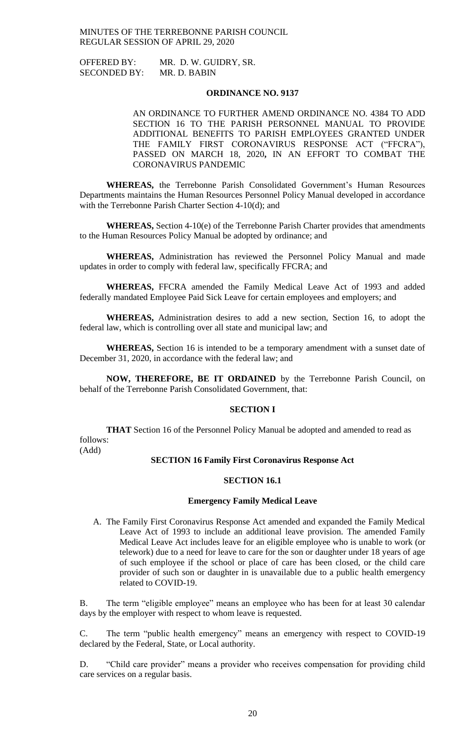MINUTES OF THE TERREBONNE PARISH COUNCIL
REGULAR SESSION OF APRIL 29, 2020

OFFERED BY: MR. D. W. GUIDRY, SR.
SECONDED BY: MR. D. BABIN

**ORDINANCE NO. 9137**

AN ORDINANCE TO FURTHER AMEND ORDINANCE NO. 4384 TO ADD SECTION 16 TO THE PARISH PERSONNEL MANUAL TO PROVIDE ADDITIONAL BENEFITS TO PARISH EMPLOYEES GRANTED UNDER THE FAMILY FIRST CORONAVIRUS RESPONSE ACT ("FFCRA"), PASSED ON MARCH 18, 2020**,** IN AN EFFORT TO COMBAT THE CORONAVIRUS PANDEMIC

**WHEREAS,** the Terrebonne Parish Consolidated Government's Human Resources Departments maintains the Human Resources Personnel Policy Manual developed in accordance with the Terrebonne Parish Charter Section 4-10(d); and

**WHEREAS,** Section 4-10(e) of the Terrebonne Parish Charter provides that amendments to the Human Resources Policy Manual be adopted by ordinance; and

**WHEREAS,** Administration has reviewed the Personnel Policy Manual and made updates in order to comply with federal law, specifically FFCRA; and

**WHEREAS,** FFCRA amended the Family Medical Leave Act of 1993 and added federally mandated Employee Paid Sick Leave for certain employees and employers; and

**WHEREAS,** Administration desires to add a new section, Section 16, to adopt the federal law, which is controlling over all state and municipal law; and

**WHEREAS,** Section 16 is intended to be a temporary amendment with a sunset date of December 31, 2020, in accordance with the federal law; and

**NOW, THEREFORE, BE IT ORDAINED** by the Terrebonne Parish Council, on behalf of the Terrebonne Parish Consolidated Government, that:

**SECTION I**

**THAT** Section 16 of the Personnel Policy Manual be adopted and amended to read as follows:
(Add)

**SECTION 16 Family First Coronavirus Response Act**

**SECTION 16.1**

**Emergency Family Medical Leave**

A. The Family First Coronavirus Response Act amended and expanded the Family Medical Leave Act of 1993 to include an additional leave provision. The amended Family Medical Leave Act includes leave for an eligible employee who is unable to work (or telework) due to a need for leave to care for the son or daughter under 18 years of age of such employee if the school or place of care has been closed, or the child care provider of such son or daughter in is unavailable due to a public health emergency related to COVID-19.

B. The term "eligible employee" means an employee who has been for at least 30 calendar days by the employer with respect to whom leave is requested.

C. The term "public health emergency" means an emergency with respect to COVID-19 declared by the Federal, State, or Local authority.

D. "Child care provider" means a provider who receives compensation for providing child care services on a regular basis.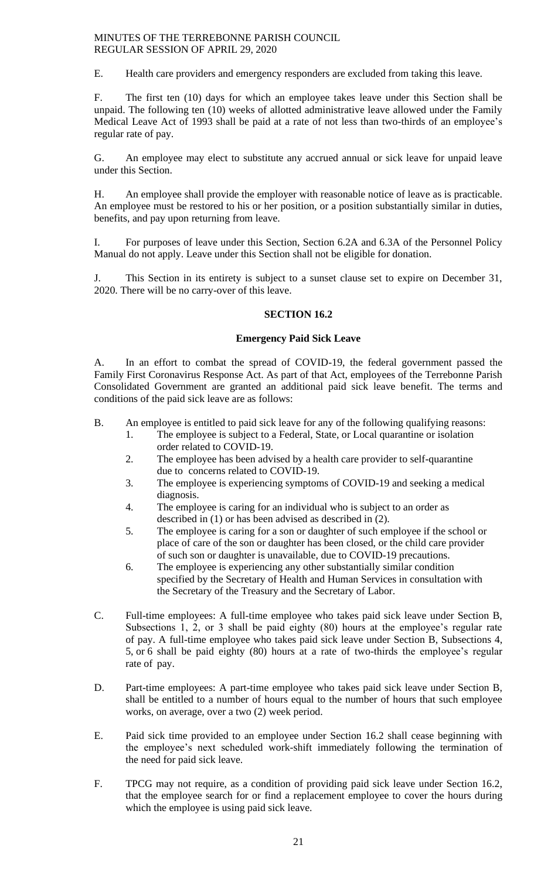E. Health care providers and emergency responders are excluded from taking this leave.

F. The first ten (10) days for which an employee takes leave under this Section shall be unpaid. The following ten (10) weeks of allotted administrative leave allowed under the Family Medical Leave Act of 1993 shall be paid at a rate of not less than two-thirds of an employee's regular rate of pay.

G. An employee may elect to substitute any accrued annual or sick leave for unpaid leave under this Section.

H. An employee shall provide the employer with reasonable notice of leave as is practicable. An employee must be restored to his or her position, or a position substantially similar in duties, benefits, and pay upon returning from leave.

I. For purposes of leave under this Section, Section 6.2A and 6.3A of the Personnel Policy Manual do not apply. Leave under this Section shall not be eligible for donation.

J. This Section in its entirety is subject to a sunset clause set to expire on December 31, 2020. There will be no carry-over of this leave.

**SECTION 16.2**

**Emergency Paid Sick Leave**

A. In an effort to combat the spread of COVID-19, the federal government passed the Family First Coronavirus Response Act. As part of that Act, employees of the Terrebonne Parish Consolidated Government are granted an additional paid sick leave benefit. The terms and conditions of the paid sick leave are as follows:

B. An employee is entitled to paid sick leave for any of the following qualifying reasons:
   1. The employee is subject to a Federal, State, or Local quarantine or isolation order related to COVID-19.
   2. The employee has been advised by a health care provider to self-quarantine due to concerns related to COVID-19.
   3. The employee is experiencing symptoms of COVID-19 and seeking a medical diagnosis.
   4. The employee is caring for an individual who is subject to an order as described in (1) or has been advised as described in (2).
   5. The employee is caring for a son or daughter of such employee if the school or place of care of the son or daughter has been closed, or the child care provider of such son or daughter is unavailable, due to COVID-19 precautions.
   6. The employee is experiencing any other substantially similar condition specified by the Secretary of Health and Human Services in consultation with the Secretary of the Treasury and the Secretary of Labor.

C. Full-time employees: A full-time employee who takes paid sick leave under Section B, Subsections 1, 2, or 3 shall be paid eighty (80) hours at the employee's regular rate of pay. A full-time employee who takes paid sick leave under Section B, Subsections 4, 5, or 6 shall be paid eighty (80) hours at a rate of two-thirds the employee's regular rate of pay.

D. Part-time employees: A part-time employee who takes paid sick leave under Section B, shall be entitled to a number of hours equal to the number of hours that such employee works, on average, over a two (2) week period.

E. Paid sick time provided to an employee under Section 16.2 shall cease beginning with the employee's next scheduled work-shift immediately following the termination of the need for paid sick leave.

F. TPCG may not require, as a condition of providing paid sick leave under Section 16.2, that the employee search for or find a replacement employee to cover the hours during which the employee is using paid sick leave.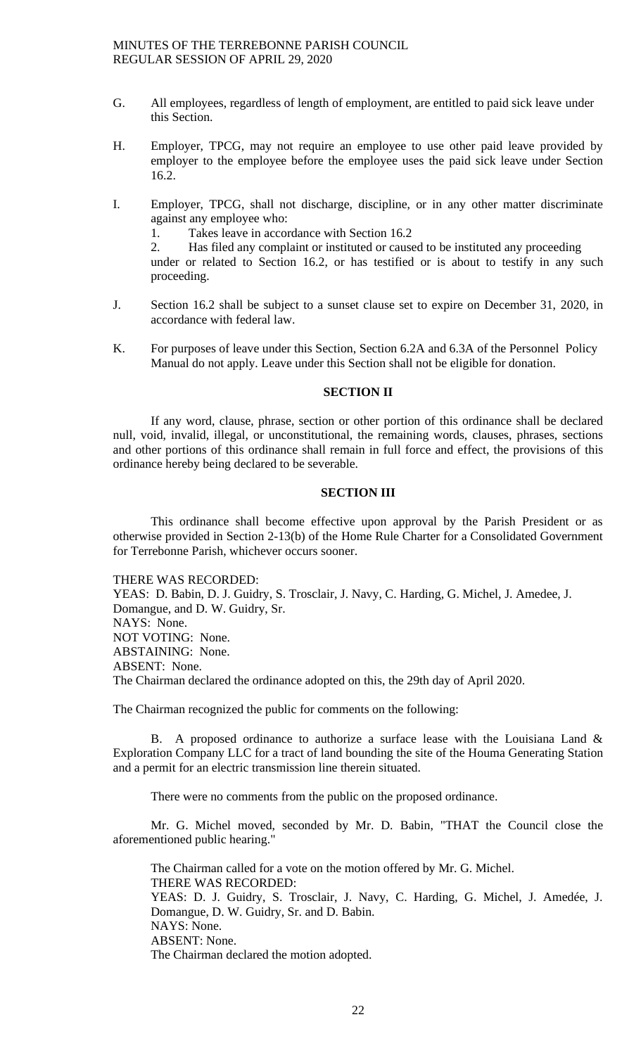G. All employees, regardless of length of employment, are entitled to paid sick leave under this Section.

H. Employer, TPCG, may not require an employee to use other paid leave provided by employer to the employee before the employee uses the paid sick leave under Section 16.2.

I. Employer, TPCG, shall not discharge, discipline, or in any other matter discriminate against any employee who:
   1. Takes leave in accordance with Section 16.2
   2. Has filed any complaint or instituted or caused to be instituted any proceeding under or related to Section 16.2, or has testified or is about to testify in any such proceeding.

J. Section 16.2 shall be subject to a sunset clause set to expire on December 31, 2020, in accordance with federal law.

K. For purposes of leave under this Section, Section 6.2A and 6.3A of the Personnel Policy Manual do not apply. Leave under this Section shall not be eligible for donation.

**SECTION II**

If any word, clause, phrase, section or other portion of this ordinance shall be declared null, void, invalid, illegal, or unconstitutional, the remaining words, clauses, phrases, sections and other portions of this ordinance shall remain in full force and effect, the provisions of this ordinance hereby being declared to be severable.

**SECTION III**

This ordinance shall become effective upon approval by the Parish President or as otherwise provided in Section 2-13(b) of the Home Rule Charter for a Consolidated Government for Terrebonne Parish, whichever occurs sooner.

THERE WAS RECORDED:
YEAS: D. Babin, D. J. Guidry, S. Trosclair, J. Navy, C. Harding, G. Michel, J. Amedee, J. Domangue, and D. W. Guidry, Sr.
NAYS: None.
NOT VOTING: None.
ABSTAINING: None.
ABSENT: None.
The Chairman declared the ordinance adopted on this, the 29th day of April 2020.

The Chairman recognized the public for comments on the following:

B. A proposed ordinance to authorize a surface lease with the Louisiana Land & Exploration Company LLC for a tract of land bounding the site of the Houma Generating Station and a permit for an electric transmission line therein situated.

There were no comments from the public on the proposed ordinance.

Mr. G. Michel moved, seconded by Mr. D. Babin, "THAT the Council close the aforementioned public hearing."

The Chairman called for a vote on the motion offered by Mr. G. Michel.
THERE WAS RECORDED:
YEAS: D. J. Guidry, S. Trosclair, J. Navy, C. Harding, G. Michel, J. Amedée, J. Domangue, D. W. Guidry, Sr. and D. Babin.
NAYS: None.
ABSENT: None.
The Chairman declared the motion adopted.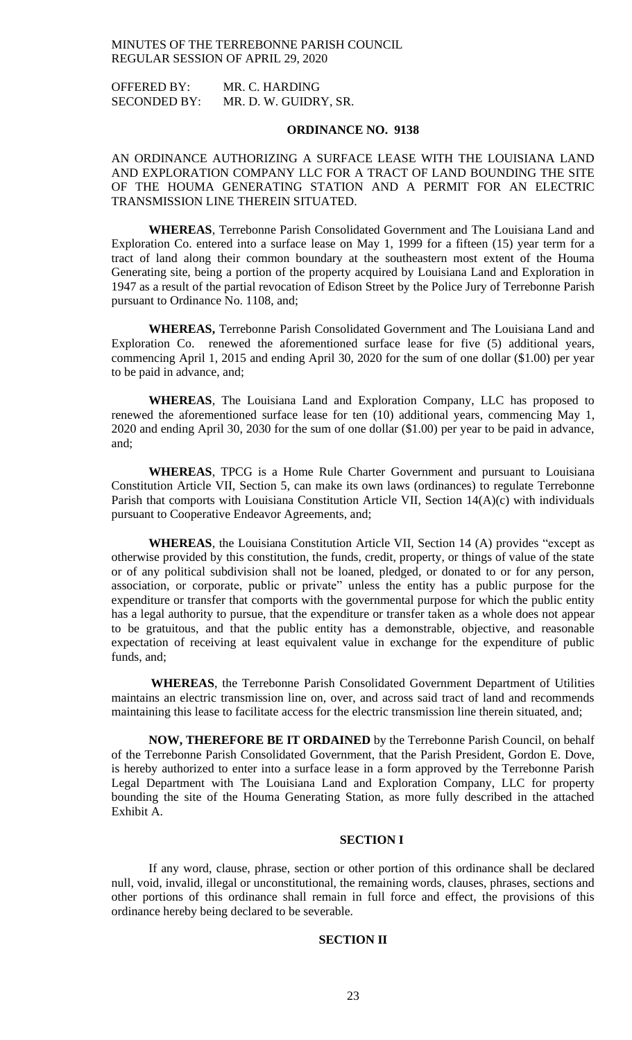OFFERED BY: MR. C. HARDING
SECONDED BY: MR. D. W. GUIDRY, SR.

## ORDINANCE NO. 9138

AN ORDINANCE AUTHORIZING A SURFACE LEASE WITH THE LOUISIANA LAND AND EXPLORATION COMPANY LLC FOR A TRACT OF LAND BOUNDING THE SITE OF THE HOUMA GENERATING STATION AND A PERMIT FOR AN ELECTRIC TRANSMISSION LINE THEREIN SITUATED.

**WHEREAS**, Terrebonne Parish Consolidated Government and The Louisiana Land and Exploration Co. entered into a surface lease on May 1, 1999 for a fifteen (15) year term for a tract of land along their common boundary at the southeastern most extent of the Houma Generating site, being a portion of the property acquired by Louisiana Land and Exploration in 1947 as a result of the partial revocation of Edison Street by the Police Jury of Terrebonne Parish pursuant to Ordinance No. 1108, and;

**WHEREAS,** Terrebonne Parish Consolidated Government and The Louisiana Land and Exploration Co. renewed the aforementioned surface lease for five (5) additional years, commencing April 1, 2015 and ending April 30, 2020 for the sum of one dollar ($1.00) per year to be paid in advance, and;

**WHEREAS**, The Louisiana Land and Exploration Company, LLC has proposed to renewed the aforementioned surface lease for ten (10) additional years, commencing May 1, 2020 and ending April 30, 2030 for the sum of one dollar ($1.00) per year to be paid in advance, and;

**WHEREAS**, TPCG is a Home Rule Charter Government and pursuant to Louisiana Constitution Article VII, Section 5, can make its own laws (ordinances) to regulate Terrebonne Parish that comports with Louisiana Constitution Article VII, Section 14(A)(c) with individuals pursuant to Cooperative Endeavor Agreements, and;

**WHEREAS**, the Louisiana Constitution Article VII, Section 14 (A) provides "except as otherwise provided by this constitution, the funds, credit, property, or things of value of the state or of any political subdivision shall not be loaned, pledged, or donated to or for any person, association, or corporate, public or private" unless the entity has a public purpose for the expenditure or transfer that comports with the governmental purpose for which the public entity has a legal authority to pursue, that the expenditure or transfer taken as a whole does not appear to be gratuitous, and that the public entity has a demonstrable, objective, and reasonable expectation of receiving at least equivalent value in exchange for the expenditure of public funds, and;

**WHEREAS**, the Terrebonne Parish Consolidated Government Department of Utilities maintains an electric transmission line on, over, and across said tract of land and recommends maintaining this lease to facilitate access for the electric transmission line therein situated, and;

**NOW, THEREFORE BE IT ORDAINED** by the Terrebonne Parish Council, on behalf of the Terrebonne Parish Consolidated Government, that the Parish President, Gordon E. Dove, is hereby authorized to enter into a surface lease in a form approved by the Terrebonne Parish Legal Department with The Louisiana Land and Exploration Company, LLC for property bounding the site of the Houma Generating Station, as more fully described in the attached Exhibit A.

### SECTION I

If any word, clause, phrase, section or other portion of this ordinance shall be declared null, void, invalid, illegal or unconstitutional, the remaining words, clauses, phrases, sections and other portions of this ordinance shall remain in full force and effect, the provisions of this ordinance hereby being declared to be severable.

### SECTION II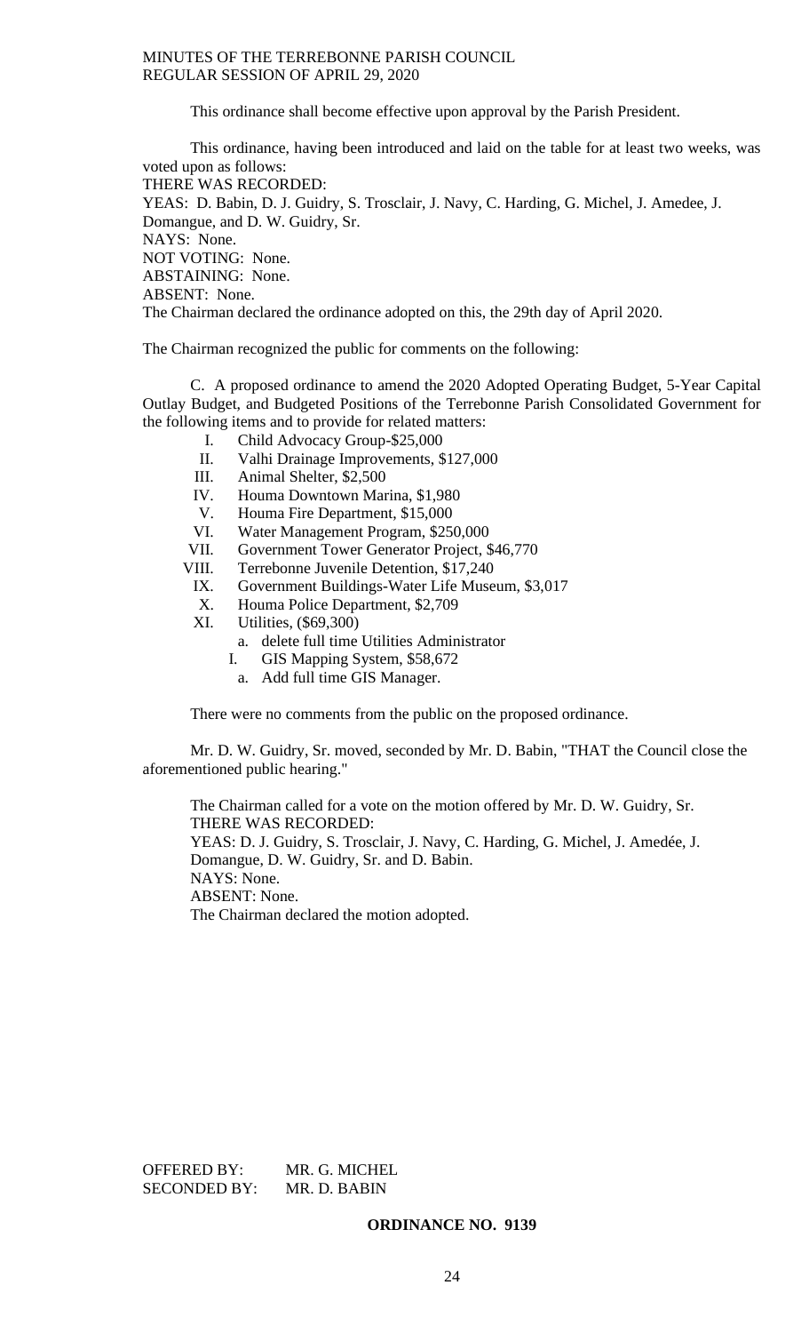This ordinance shall become effective upon approval by the Parish President.

This ordinance, having been introduced and laid on the table for at least two weeks, was voted upon as follows:

THERE WAS RECORDED:

YEAS: D. Babin, D. J. Guidry, S. Trosclair, J. Navy, C. Harding, G. Michel, J. Amedee, J. Domangue, and D. W. Guidry, Sr.

NAYS: None.

NOT VOTING: None.

ABSTAINING: None.

ABSENT: None.

The Chairman declared the ordinance adopted on this, the 29th day of April 2020.

The Chairman recognized the public for comments on the following:

C. A proposed ordinance to amend the 2020 Adopted Operating Budget, 5-Year Capital Outlay Budget, and Budgeted Positions of the Terrebonne Parish Consolidated Government for the following items and to provide for related matters:

- I. Child Advocacy Group-$25,000
- II. Valhi Drainage Improvements, $127,000
- III. Animal Shelter, $2,500
- IV. Houma Downtown Marina, $1,980
- V. Houma Fire Department, $15,000
- VI. Water Management Program, $250,000
- VII. Government Tower Generator Project, $46,770
- VIII. Terrebonne Juvenile Detention, $17,240
- IX. Government Buildings-Water Life Museum, $3,017
- X. Houma Police Department, $2,709
- XI. Utilities, ($69,300)
  - a. delete full time Utilities Administrator
  - I. GIS Mapping System, $58,672
    - a. Add full time GIS Manager.

There were no comments from the public on the proposed ordinance.

Mr. D. W. Guidry, Sr. moved, seconded by Mr. D. Babin, "THAT the Council close the aforementioned public hearing."

The Chairman called for a vote on the motion offered by Mr. D. W. Guidry, Sr.

THERE WAS RECORDED:

YEAS: D. J. Guidry, S. Trosclair, J. Navy, C. Harding, G. Michel, J. Amedée, J. Domangue, D. W. Guidry, Sr. and D. Babin.

NAYS: None.

ABSENT: None.

The Chairman declared the motion adopted.

OFFERED BY: MR. G. MICHEL

SECONDED BY: MR. D. BABIN

**ORDINANCE NO. 9139**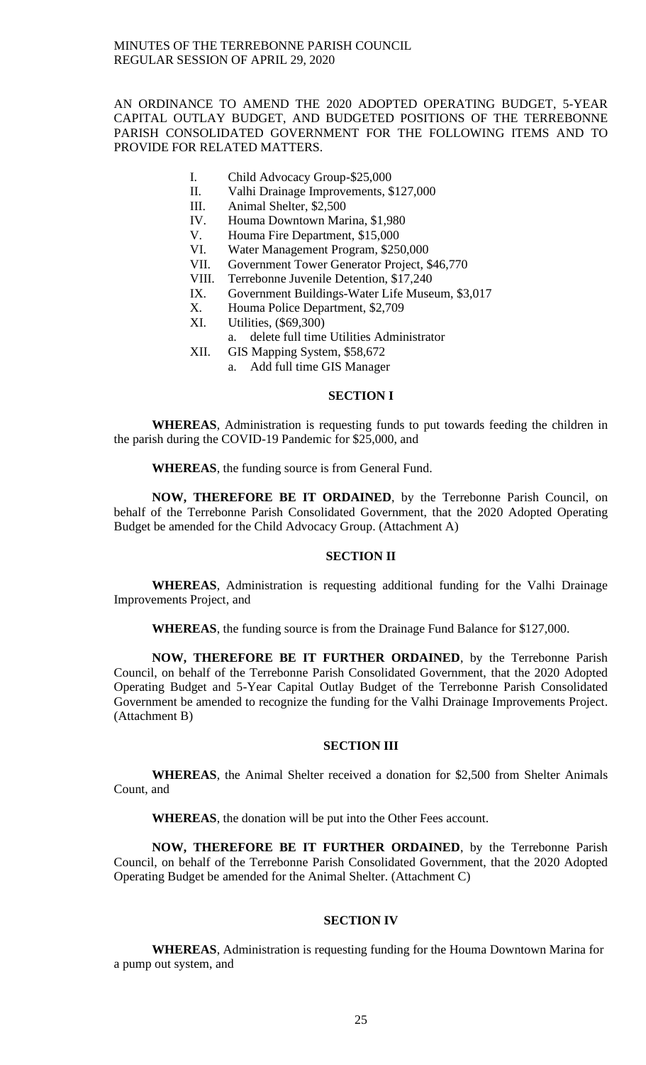AN ORDINANCE TO AMEND THE 2020 ADOPTED OPERATING BUDGET, 5-YEAR CAPITAL OUTLAY BUDGET, AND BUDGETED POSITIONS OF THE TERREBONNE PARISH CONSOLIDATED GOVERNMENT FOR THE FOLLOWING ITEMS AND TO PROVIDE FOR RELATED MATTERS.

- I. Child Advocacy Group-$25,000
- II. Valhi Drainage Improvements, $127,000
- III. Animal Shelter, $2,500
- IV. Houma Downtown Marina, $1,980
- V. Houma Fire Department, $15,000
- VI. Water Management Program, $250,000
- VII. Government Tower Generator Project, $46,770
- VIII. Terrebonne Juvenile Detention, $17,240
- IX. Government Buildings-Water Life Museum, $3,017
- X. Houma Police Department, $2,709
- XI. Utilities, ($69,300)
  - a. delete full time Utilities Administrator
- XII. GIS Mapping System, $58,672
  - a. Add full time GIS Manager

## SECTION I

**WHEREAS**, Administration is requesting funds to put towards feeding the children in the parish during the COVID-19 Pandemic for $25,000, and

**WHEREAS**, the funding source is from General Fund.

**NOW, THEREFORE BE IT ORDAINED**, by the Terrebonne Parish Council, on behalf of the Terrebonne Parish Consolidated Government, that the 2020 Adopted Operating Budget be amended for the Child Advocacy Group. (Attachment A)

## SECTION II

**WHEREAS**, Administration is requesting additional funding for the Valhi Drainage Improvements Project, and

**WHEREAS**, the funding source is from the Drainage Fund Balance for $127,000.

**NOW, THEREFORE BE IT FURTHER ORDAINED**, by the Terrebonne Parish Council, on behalf of the Terrebonne Parish Consolidated Government, that the 2020 Adopted Operating Budget and 5-Year Capital Outlay Budget of the Terrebonne Parish Consolidated Government be amended to recognize the funding for the Valhi Drainage Improvements Project. (Attachment B)

## SECTION III

**WHEREAS**, the Animal Shelter received a donation for $2,500 from Shelter Animals Count, and

**WHEREAS**, the donation will be put into the Other Fees account.

**NOW, THEREFORE BE IT FURTHER ORDAINED**, by the Terrebonne Parish Council, on behalf of the Terrebonne Parish Consolidated Government, that the 2020 Adopted Operating Budget be amended for the Animal Shelter. (Attachment C)

## SECTION IV

**WHEREAS**, Administration is requesting funding for the Houma Downtown Marina for a pump out system, and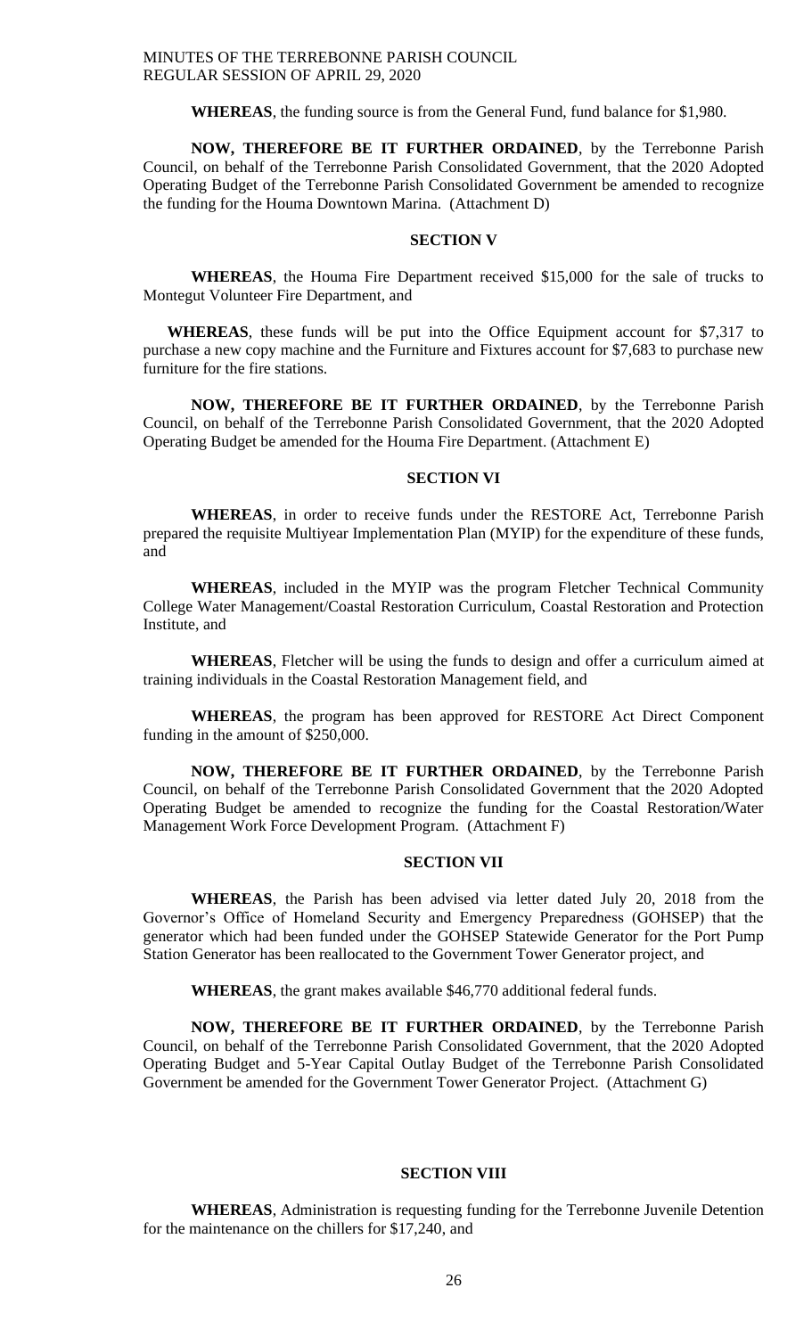**WHEREAS**, the funding source is from the General Fund, fund balance for $1,980.

**NOW, THEREFORE BE IT FURTHER ORDAINED**, by the Terrebonne Parish Council, on behalf of the Terrebonne Parish Consolidated Government, that the 2020 Adopted Operating Budget of the Terrebonne Parish Consolidated Government be amended to recognize the funding for the Houma Downtown Marina. (Attachment D)

**SECTION V**

**WHEREAS**, the Houma Fire Department received $15,000 for the sale of trucks to Montegut Volunteer Fire Department, and

**WHEREAS**, these funds will be put into the Office Equipment account for $7,317 to purchase a new copy machine and the Furniture and Fixtures account for $7,683 to purchase new furniture for the fire stations.

**NOW, THEREFORE BE IT FURTHER ORDAINED**, by the Terrebonne Parish Council, on behalf of the Terrebonne Parish Consolidated Government, that the 2020 Adopted Operating Budget be amended for the Houma Fire Department. (Attachment E)

**SECTION VI**

**WHEREAS**, in order to receive funds under the RESTORE Act, Terrebonne Parish prepared the requisite Multiyear Implementation Plan (MYIP) for the expenditure of these funds, and

**WHEREAS**, included in the MYIP was the program Fletcher Technical Community College Water Management/Coastal Restoration Curriculum, Coastal Restoration and Protection Institute, and

**WHEREAS**, Fletcher will be using the funds to design and offer a curriculum aimed at training individuals in the Coastal Restoration Management field, and

**WHEREAS**, the program has been approved for RESTORE Act Direct Component funding in the amount of $250,000.

**NOW, THEREFORE BE IT FURTHER ORDAINED**, by the Terrebonne Parish Council, on behalf of the Terrebonne Parish Consolidated Government that the 2020 Adopted Operating Budget be amended to recognize the funding for the Coastal Restoration/Water Management Work Force Development Program. (Attachment F)

**SECTION VII**

**WHEREAS**, the Parish has been advised via letter dated July 20, 2018 from the Governor's Office of Homeland Security and Emergency Preparedness (GOHSEP) that the generator which had been funded under the GOHSEP Statewide Generator for the Port Pump Station Generator has been reallocated to the Government Tower Generator project, and

**WHEREAS**, the grant makes available $46,770 additional federal funds.

**NOW, THEREFORE BE IT FURTHER ORDAINED**, by the Terrebonne Parish Council, on behalf of the Terrebonne Parish Consolidated Government, that the 2020 Adopted Operating Budget and 5-Year Capital Outlay Budget of the Terrebonne Parish Consolidated Government be amended for the Government Tower Generator Project. (Attachment G)

**SECTION VIII**

**WHEREAS**, Administration is requesting funding for the Terrebonne Juvenile Detention for the maintenance on the chillers for $17,240, and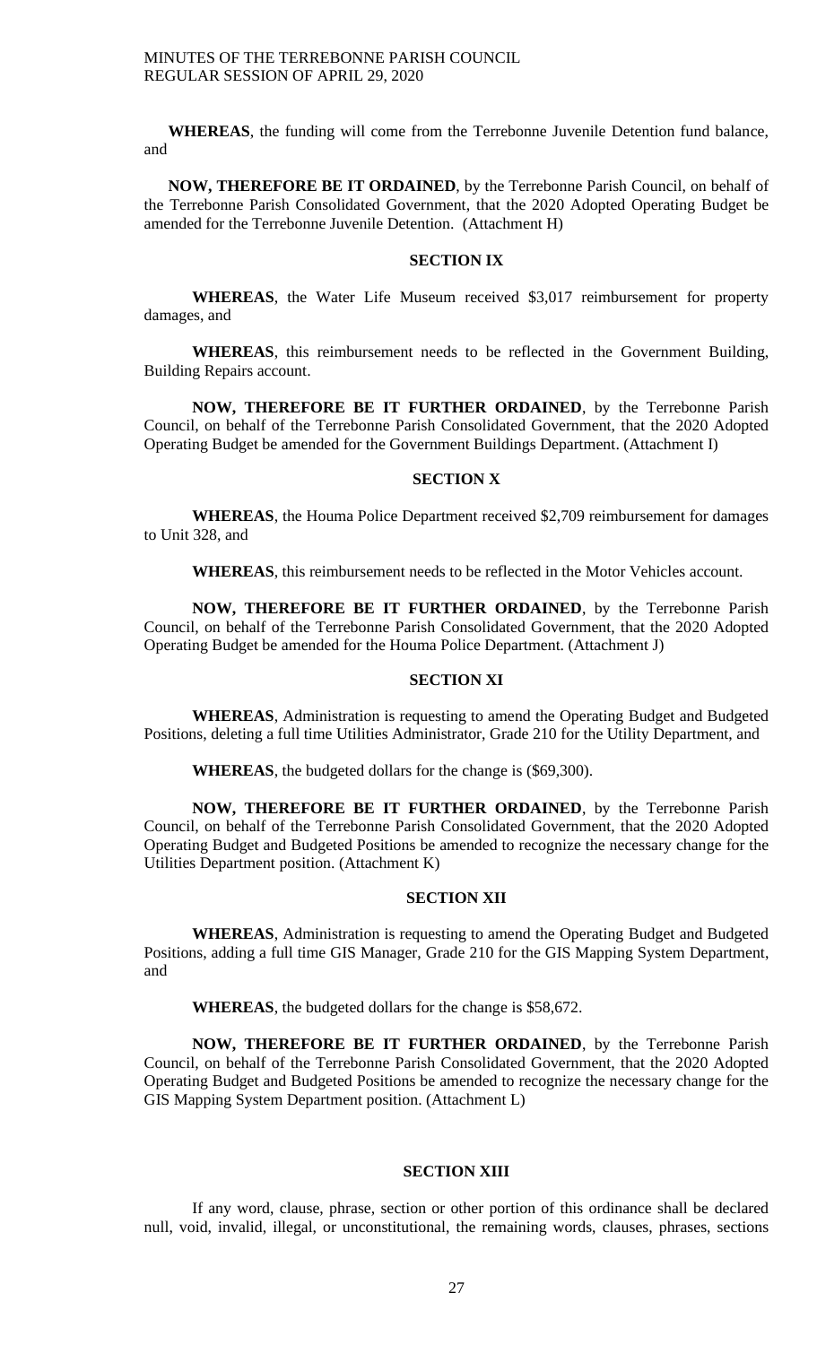**WHEREAS**, the funding will come from the Terrebonne Juvenile Detention fund balance, and

**NOW, THEREFORE BE IT ORDAINED**, by the Terrebonne Parish Council, on behalf of the Terrebonne Parish Consolidated Government, that the 2020 Adopted Operating Budget be amended for the Terrebonne Juvenile Detention. (Attachment H)

**SECTION IX**

**WHEREAS**, the Water Life Museum received $3,017 reimbursement for property damages, and

**WHEREAS**, this reimbursement needs to be reflected in the Government Building, Building Repairs account.

**NOW, THEREFORE BE IT FURTHER ORDAINED**, by the Terrebonne Parish Council, on behalf of the Terrebonne Parish Consolidated Government, that the 2020 Adopted Operating Budget be amended for the Government Buildings Department. (Attachment I)

**SECTION X**

**WHEREAS**, the Houma Police Department received $2,709 reimbursement for damages to Unit 328, and

**WHEREAS**, this reimbursement needs to be reflected in the Motor Vehicles account.

**NOW, THEREFORE BE IT FURTHER ORDAINED**, by the Terrebonne Parish Council, on behalf of the Terrebonne Parish Consolidated Government, that the 2020 Adopted Operating Budget be amended for the Houma Police Department. (Attachment J)

**SECTION XI**

**WHEREAS**, Administration is requesting to amend the Operating Budget and Budgeted Positions, deleting a full time Utilities Administrator, Grade 210 for the Utility Department, and

**WHEREAS**, the budgeted dollars for the change is ($69,300).

**NOW, THEREFORE BE IT FURTHER ORDAINED**, by the Terrebonne Parish Council, on behalf of the Terrebonne Parish Consolidated Government, that the 2020 Adopted Operating Budget and Budgeted Positions be amended to recognize the necessary change for the Utilities Department position. (Attachment K)

**SECTION XII**

**WHEREAS**, Administration is requesting to amend the Operating Budget and Budgeted Positions, adding a full time GIS Manager, Grade 210 for the GIS Mapping System Department, and

**WHEREAS**, the budgeted dollars for the change is $58,672.

**NOW, THEREFORE BE IT FURTHER ORDAINED**, by the Terrebonne Parish Council, on behalf of the Terrebonne Parish Consolidated Government, that the 2020 Adopted Operating Budget and Budgeted Positions be amended to recognize the necessary change for the GIS Mapping System Department position. (Attachment L)

**SECTION XIII**

If any word, clause, phrase, section or other portion of this ordinance shall be declared null, void, invalid, illegal, or unconstitutional, the remaining words, clauses, phrases, sections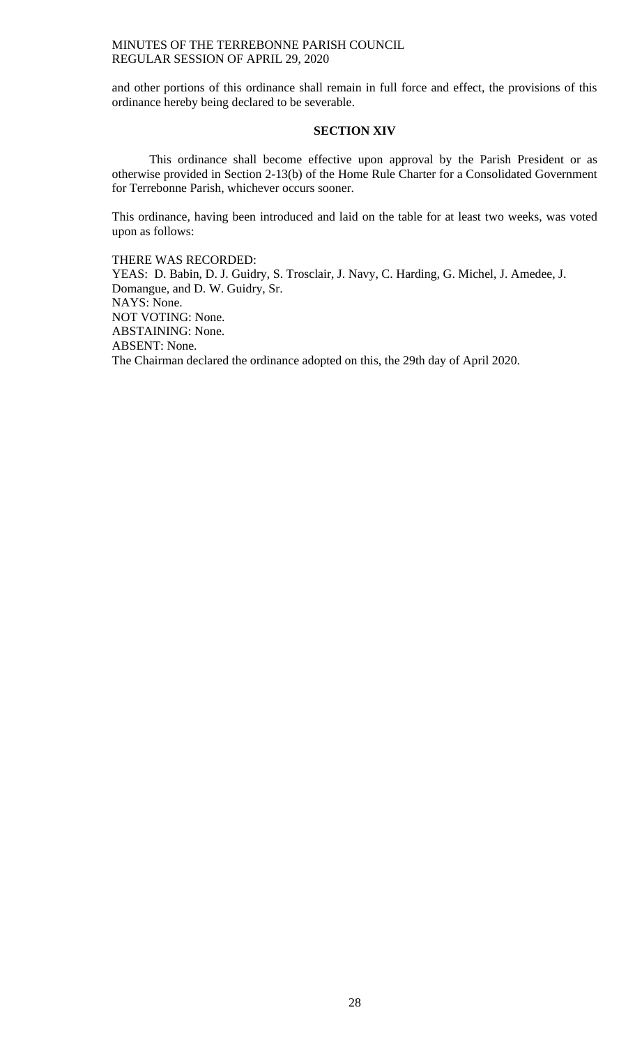and other portions of this ordinance shall remain in full force and effect, the provisions of this ordinance hereby being declared to be severable.

**SECTION XIV**

This ordinance shall become effective upon approval by the Parish President or as otherwise provided in Section 2-13(b) of the Home Rule Charter for a Consolidated Government for Terrebonne Parish, whichever occurs sooner.

This ordinance, having been introduced and laid on the table for at least two weeks, was voted upon as follows:

THERE WAS RECORDED:
YEAS: D. Babin, D. J. Guidry, S. Trosclair, J. Navy, C. Harding, G. Michel, J. Amedee, J. Domangue, and D. W. Guidry, Sr.
NAYS: None.
NOT VOTING: None.
ABSTAINING: None.
ABSENT: None.
The Chairman declared the ordinance adopted on this, the 29th day of April 2020.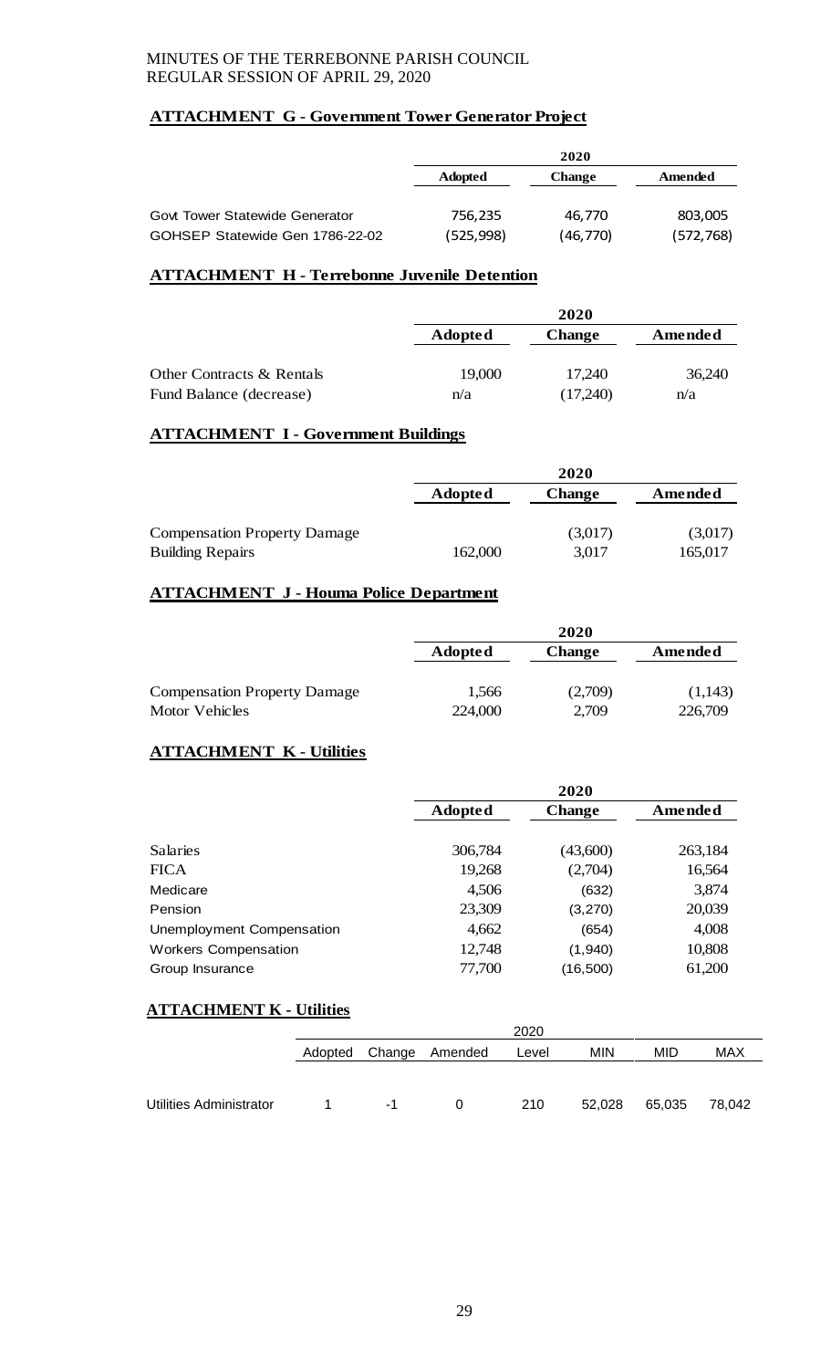MINUTES OF THE TERREBONNE PARISH COUNCIL
REGULAR SESSION OF APRIL 29, 2020

**ATTACHMENT G - Government Tower Generator Project**

| | 2020 | | |
|---|---|---|---|
| | Adopted | Change | Amended |
| Govt Tower Statewide Generator | 756,235 | 46,770 | 803,005 |
| GOHSEP Statewide Gen 1786-22-02 | (525,998) | (46,770) | (572,768) |

**ATTACHMENT H - Terrebonne Juvenile Detention**

| | 2020 | | |
|---|---|---|---|
| | Adopted | Change | Amended |
| Other Contracts & Rentals | 19,000 | 17,240 | 36,240 |
| Fund Balance (decrease) | n/a | (17,240) | n/a |

**ATTACHMENT I - Government Buildings**

| | 2020 | | |
|---|---|---|---|
| | Adopted | Change | Amended |
| Compensation Property Damage | | (3,017) | (3,017) |
| Building Repairs | 162,000 | 3,017 | 165,017 |

**ATTACHMENT J - Houma Police Department**

| | 2020 | | |
|---|---|---|---|
| | Adopted | Change | Amended |
| Compensation Property Damage | 1,566 | (2,709) | (1,143) |
| Motor Vehicles | 224,000 | 2,709 | 226,709 |

**ATTACHMENT K - Utilities**

| | 2020 | | |
|---|---|---|---|
| | Adopted | Change | Amended |
| Salaries | 306,784 | (43,600) | 263,184 |
| FICA | 19,268 | (2,704) | 16,564 |
| Medicare | 4,506 | (632) | 3,874 |
| Pension | 23,309 | (3,270) | 20,039 |
| Unemployment Compensation | 4,662 | (654) | 4,008 |
| Workers Compensation | 12,748 | (1,940) | 10,808 |
| Group Insurance | 77,700 | (16,500) | 61,200 |

**ATTACHMENT K - Utilities**

| | 2020 | | | | | | |
|---|---|---|---|---|---|---|---|
| | Adopted | Change | Amended | Level | MIN | MID | MAX |
| Utilities Administrator | 1 | -1 | 0 | 210 | 52,028 | 65,035 | 78,042 |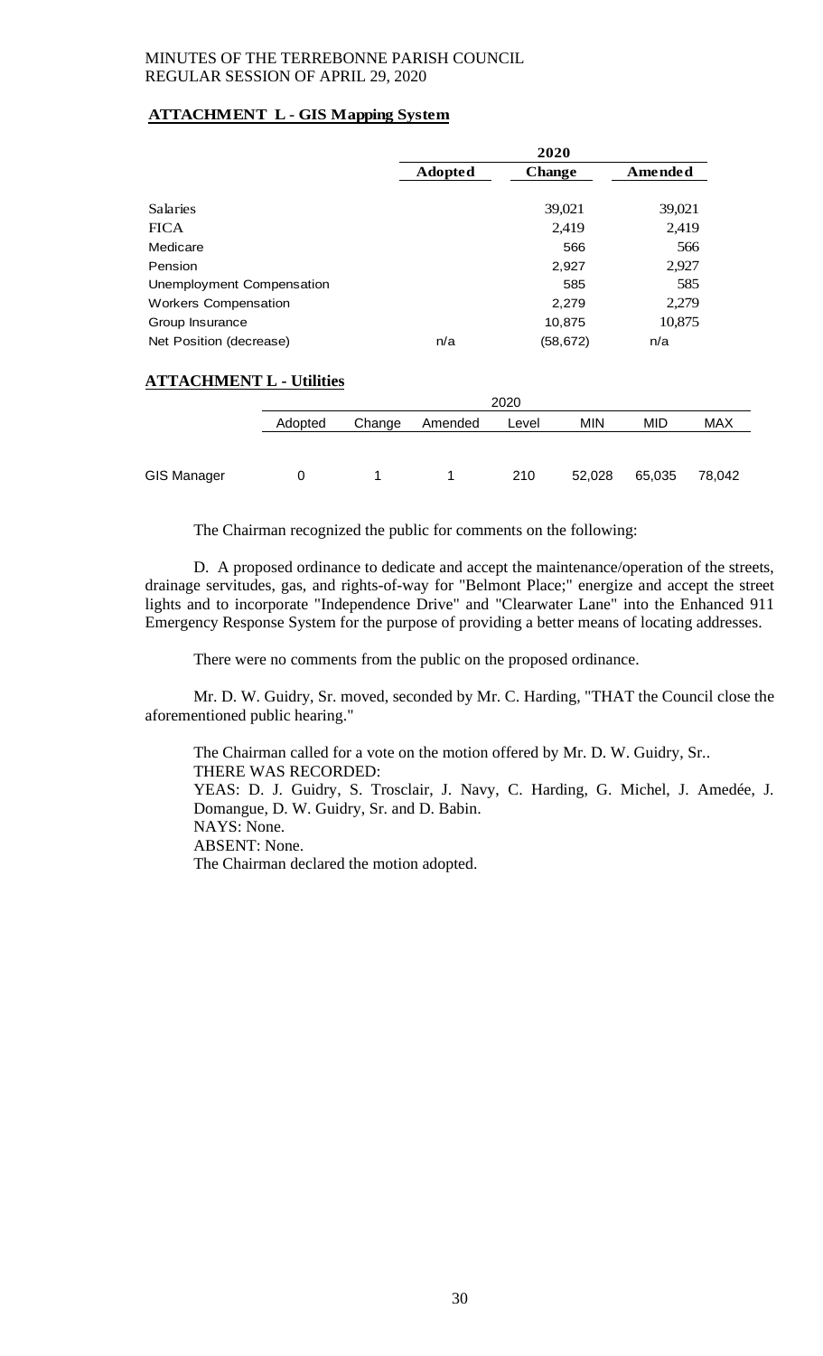MINUTES OF THE TERREBONNE PARISH COUNCIL
REGULAR SESSION OF APRIL 29, 2020

**ATTACHMENT L - GIS Mapping System**

| | 2020 | | |
|---|---|---|---|
| | **Adopted** | **Change** | **Amended** |
| Salaries | | 39,021 | 39,021 |
| FICA | | 2,419 | 2,419 |
| Medicare | | 566 | 566 |
| Pension | | 2,927 | 2,927 |
| Unemployment Compensation | | 585 | 585 |
| Workers Compensation | | 2,279 | 2,279 |
| Group Insurance | | 10,875 | 10,875 |
| Net Position (decrease) | n/a | (58,672) | n/a |

**ATTACHMENT L - Utilities**

| | 2020 | | | | | | |
|---|---|---|---|---|---|---|---|
| | Adopted | Change | Amended | Level | MIN | MID | MAX |
| GIS Manager | 0 | 1 | 1 | 210 | 52,028 | 65,035 | 78,042 |

The Chairman recognized the public for comments on the following:

D. A proposed ordinance to dedicate and accept the maintenance/operation of the streets, drainage servitudes, gas, and rights-of-way for "Belmont Place;" energize and accept the street lights and to incorporate "Independence Drive" and "Clearwater Lane" into the Enhanced 911 Emergency Response System for the purpose of providing a better means of locating addresses.

There were no comments from the public on the proposed ordinance.

Mr. D. W. Guidry, Sr. moved, seconded by Mr. C. Harding, "THAT the Council close the aforementioned public hearing."

The Chairman called for a vote on the motion offered by Mr. D. W. Guidry, Sr..
THERE WAS RECORDED:
YEAS: D. J. Guidry, S. Trosclair, J. Navy, C. Harding, G. Michel, J. Amedée, J. Domangue, D. W. Guidry, Sr. and D. Babin.
NAYS: None.
ABSENT: None.
The Chairman declared the motion adopted.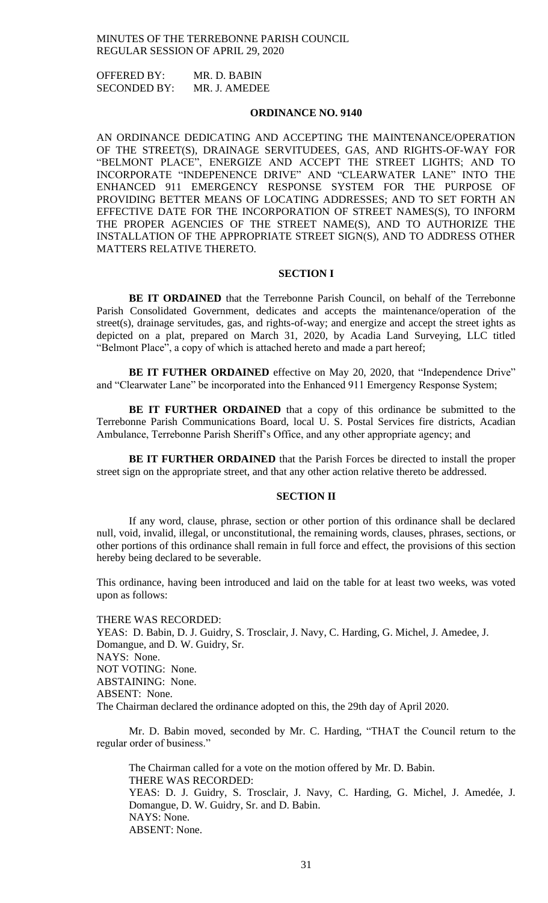MINUTES OF THE TERREBONNE PARISH COUNCIL
REGULAR SESSION OF APRIL 29, 2020

OFFERED BY: MR. D. BABIN
SECONDED BY: MR. J. AMEDEE

## ORDINANCE NO. 9140

AN ORDINANCE DEDICATING AND ACCEPTING THE MAINTENANCE/OPERATION OF THE STREET(S), DRAINAGE SERVITUDEES, GAS, AND RIGHTS-OF-WAY FOR "BELMONT PLACE", ENERGIZE AND ACCEPT THE STREET LIGHTS; AND TO INCORPORATE "INDEPENENCE DRIVE" AND "CLEARWATER LANE" INTO THE ENHANCED 911 EMERGENCY RESPONSE SYSTEM FOR THE PURPOSE OF PROVIDING BETTER MEANS OF LOCATING ADDRESSES; AND TO SET FORTH AN EFFECTIVE DATE FOR THE INCORPORATION OF STREET NAMES(S), TO INFORM THE PROPER AGENCIES OF THE STREET NAME(S), AND TO AUTHORIZE THE INSTALLATION OF THE APPROPRIATE STREET SIGN(S), AND TO ADDRESS OTHER MATTERS RELATIVE THERETO.

### SECTION I

**BE IT ORDAINED** that the Terrebonne Parish Council, on behalf of the Terrebonne Parish Consolidated Government, dedicates and accepts the maintenance/operation of the street(s), drainage servitudes, gas, and rights-of-way; and energize and accept the street ights as depicted on a plat, prepared on March 31, 2020, by Acadia Land Surveying, LLC titled "Belmont Place", a copy of which is attached hereto and made a part hereof;

**BE IT FUTHER ORDAINED** effective on May 20, 2020, that "Independence Drive" and "Clearwater Lane" be incorporated into the Enhanced 911 Emergency Response System;

**BE IT FURTHER ORDAINED** that a copy of this ordinance be submitted to the Terrebonne Parish Communications Board, local U. S. Postal Services fire districts, Acadian Ambulance, Terrebonne Parish Sheriff's Office, and any other appropriate agency; and

**BE IT FURTHER ORDAINED** that the Parish Forces be directed to install the proper street sign on the appropriate street, and that any other action relative thereto be addressed.

### SECTION II

If any word, clause, phrase, section or other portion of this ordinance shall be declared null, void, invalid, illegal, or unconstitutional, the remaining words, clauses, phrases, sections, or other portions of this ordinance shall remain in full force and effect, the provisions of this section hereby being declared to be severable.

This ordinance, having been introduced and laid on the table for at least two weeks, was voted upon as follows:

THERE WAS RECORDED:
YEAS: D. Babin, D. J. Guidry, S. Trosclair, J. Navy, C. Harding, G. Michel, J. Amedee, J. Domangue, and D. W. Guidry, Sr.
NAYS: None.
NOT VOTING: None.
ABSTAINING: None.
ABSENT: None.
The Chairman declared the ordinance adopted on this, the 29th day of April 2020.

Mr. D. Babin moved, seconded by Mr. C. Harding, "THAT the Council return to the regular order of business."

The Chairman called for a vote on the motion offered by Mr. D. Babin.
THERE WAS RECORDED:
YEAS: D. J. Guidry, S. Trosclair, J. Navy, C. Harding, G. Michel, J. Amedée, J. Domangue, D. W. Guidry, Sr. and D. Babin.
NAYS: None.
ABSENT: None.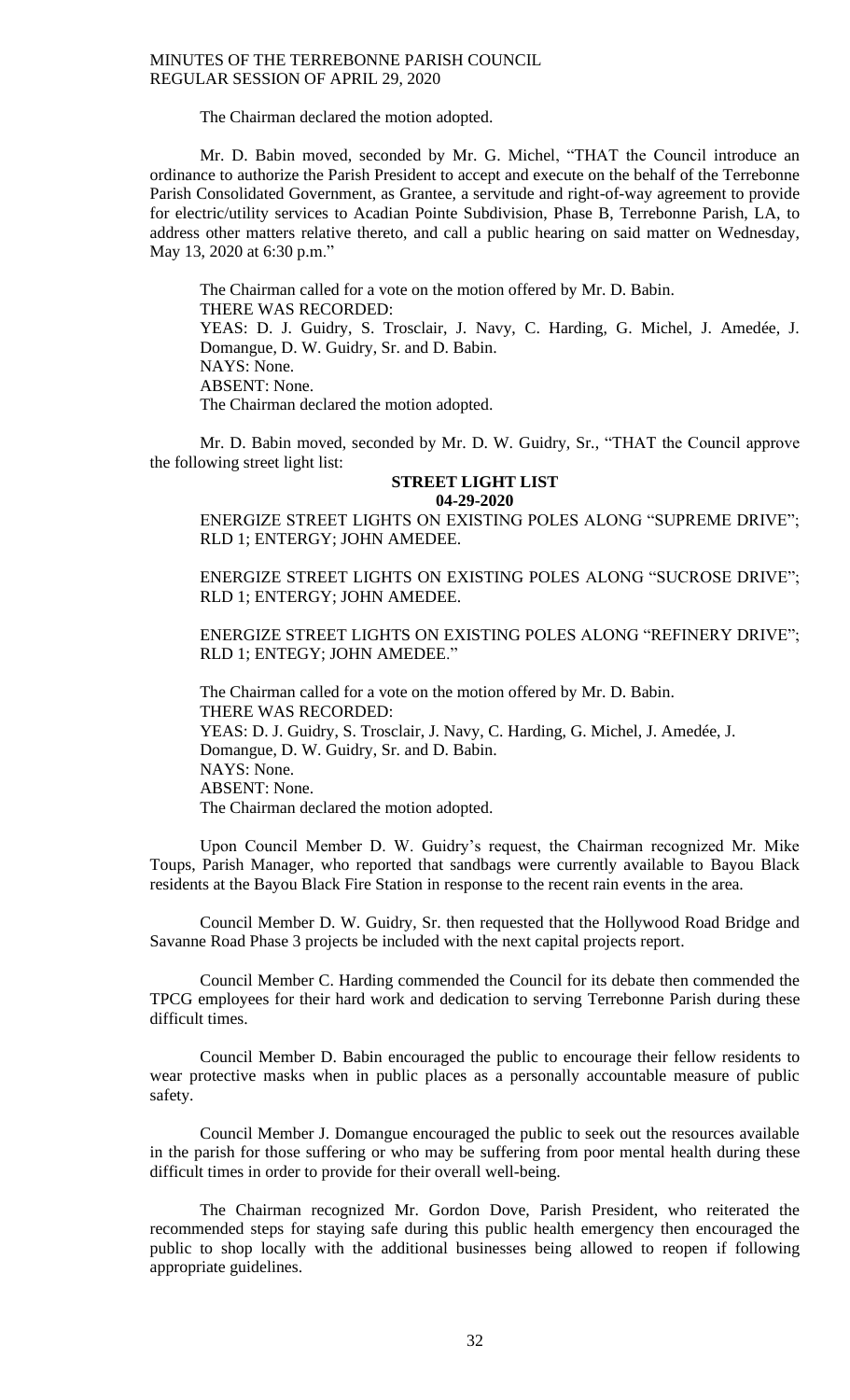The Chairman declared the motion adopted.

Mr. D. Babin moved, seconded by Mr. G. Michel, "THAT the Council introduce an ordinance to authorize the Parish President to accept and execute on the behalf of the Terrebonne Parish Consolidated Government, as Grantee, a servitude and right-of-way agreement to provide for electric/utility services to Acadian Pointe Subdivision, Phase B, Terrebonne Parish, LA, to address other matters relative thereto, and call a public hearing on said matter on Wednesday, May 13, 2020 at 6:30 p.m."

The Chairman called for a vote on the motion offered by Mr. D. Babin.
THERE WAS RECORDED:
YEAS: D. J. Guidry, S. Trosclair, J. Navy, C. Harding, G. Michel, J. Amedée, J. Domangue, D. W. Guidry, Sr. and D. Babin.
NAYS: None.
ABSENT: None.
The Chairman declared the motion adopted.

Mr. D. Babin moved, seconded by Mr. D. W. Guidry, Sr., "THAT the Council approve the following street light list:

**STREET LIGHT LIST**
**04-29-2020**

ENERGIZE STREET LIGHTS ON EXISTING POLES ALONG "SUPREME DRIVE"; RLD 1; ENTERGY; JOHN AMEDEE.

ENERGIZE STREET LIGHTS ON EXISTING POLES ALONG "SUCROSE DRIVE"; RLD 1; ENTERGY; JOHN AMEDEE.

ENERGIZE STREET LIGHTS ON EXISTING POLES ALONG "REFINERY DRIVE"; RLD 1; ENTEGY; JOHN AMEDEE."

The Chairman called for a vote on the motion offered by Mr. D. Babin.
THERE WAS RECORDED:
YEAS: D. J. Guidry, S. Trosclair, J. Navy, C. Harding, G. Michel, J. Amedée, J. Domangue, D. W. Guidry, Sr. and D. Babin.
NAYS: None.
ABSENT: None.
The Chairman declared the motion adopted.

Upon Council Member D. W. Guidry's request, the Chairman recognized Mr. Mike Toups, Parish Manager, who reported that sandbags were currently available to Bayou Black residents at the Bayou Black Fire Station in response to the recent rain events in the area.

Council Member D. W. Guidry, Sr. then requested that the Hollywood Road Bridge and Savanne Road Phase 3 projects be included with the next capital projects report.

Council Member C. Harding commended the Council for its debate then commended the TPCG employees for their hard work and dedication to serving Terrebonne Parish during these difficult times.

Council Member D. Babin encouraged the public to encourage their fellow residents to wear protective masks when in public places as a personally accountable measure of public safety.

Council Member J. Domangue encouraged the public to seek out the resources available in the parish for those suffering or who may be suffering from poor mental health during these difficult times in order to provide for their overall well-being.

The Chairman recognized Mr. Gordon Dove, Parish President, who reiterated the recommended steps for staying safe during this public health emergency then encouraged the public to shop locally with the additional businesses being allowed to reopen if following appropriate guidelines.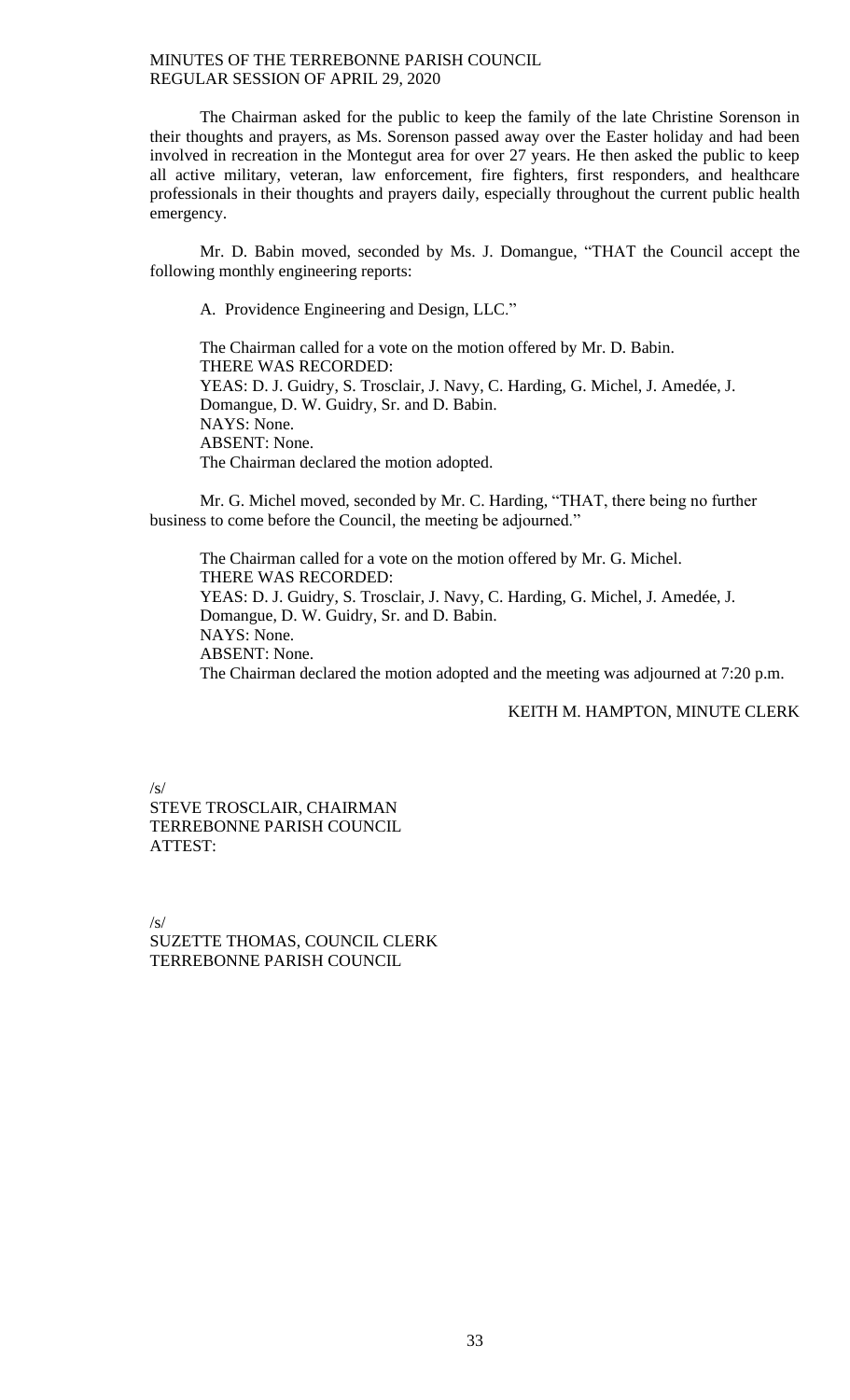The Chairman asked for the public to keep the family of the late Christine Sorenson in their thoughts and prayers, as Ms. Sorenson passed away over the Easter holiday and had been involved in recreation in the Montegut area for over 27 years. He then asked the public to keep all active military, veteran, law enforcement, fire fighters, first responders, and healthcare professionals in their thoughts and prayers daily, especially throughout the current public health emergency.

Mr. D. Babin moved, seconded by Ms. J. Domangue, "THAT the Council accept the following monthly engineering reports:

A. Providence Engineering and Design, LLC."

The Chairman called for a vote on the motion offered by Mr. D. Babin.
THERE WAS RECORDED:
YEAS: D. J. Guidry, S. Trosclair, J. Navy, C. Harding, G. Michel, J. Amedée, J. Domangue, D. W. Guidry, Sr. and D. Babin.
NAYS: None.
ABSENT: None.
The Chairman declared the motion adopted.

Mr. G. Michel moved, seconded by Mr. C. Harding, "THAT, there being no further business to come before the Council, the meeting be adjourned."

The Chairman called for a vote on the motion offered by Mr. G. Michel.
THERE WAS RECORDED:
YEAS: D. J. Guidry, S. Trosclair, J. Navy, C. Harding, G. Michel, J. Amedée, J. Domangue, D. W. Guidry, Sr. and D. Babin.
NAYS: None.
ABSENT: None.
The Chairman declared the motion adopted and the meeting was adjourned at 7:20 p.m.

KEITH M. HAMPTON, MINUTE CLERK

/s/
STEVE TROSCLAIR, CHAIRMAN
TERREBONNE PARISH COUNCIL
ATTEST:

/s/
SUZETTE THOMAS, COUNCIL CLERK
TERREBONNE PARISH COUNCIL